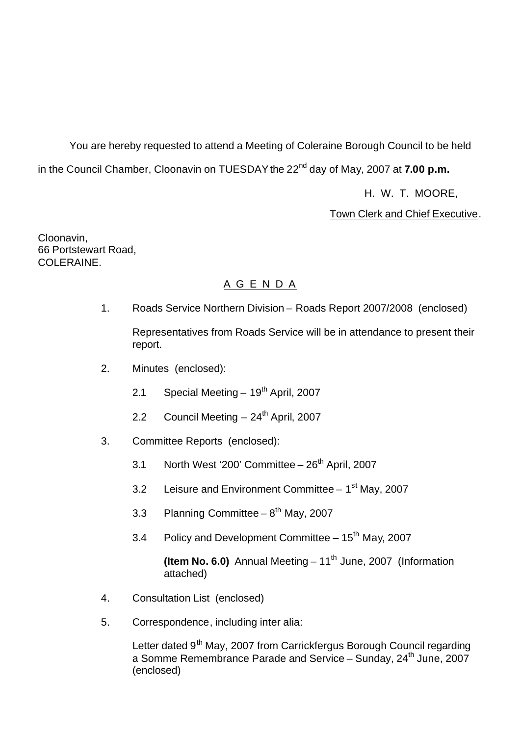You are hereby requested to attend a Meeting of Coleraine Borough Council to be held in the Council Chamber, Cloonavin on TUESDAY the 22nd day of May, 2007 at **7.00 p.m.**

H. W. T. MOORE,

Town Clerk and Chief Executive.

Cloonavin,
66 Portstewart Road,
COLERAINE.

# A G E N D A

1. Roads Service Northern Division – Roads Report 2007/2008 (enclosed)

   Representatives from Roads Service will be in attendance to present their report.

2. Minutes (enclosed):

   2.1 Special Meeting – 19th April, 2007

   2.2 Council Meeting – 24th April, 2007

3. Committee Reports (enclosed):

   3.1 North West '200' Committee – 26th April, 2007

   3.2 Leisure and Environment Committee – 1st May, 2007

   3.3 Planning Committee – 8th May, 2007

   3.4 Policy and Development Committee – 15th May, 2007

   **(Item No. 6.0)** Annual Meeting – 11th June, 2007 (Information attached)

4. Consultation List (enclosed)

5. Correspondence, including inter alia:

   Letter dated 9th May, 2007 from Carrickfergus Borough Council regarding a Somme Remembrance Parade and Service – Sunday, 24th June, 2007 (enclosed)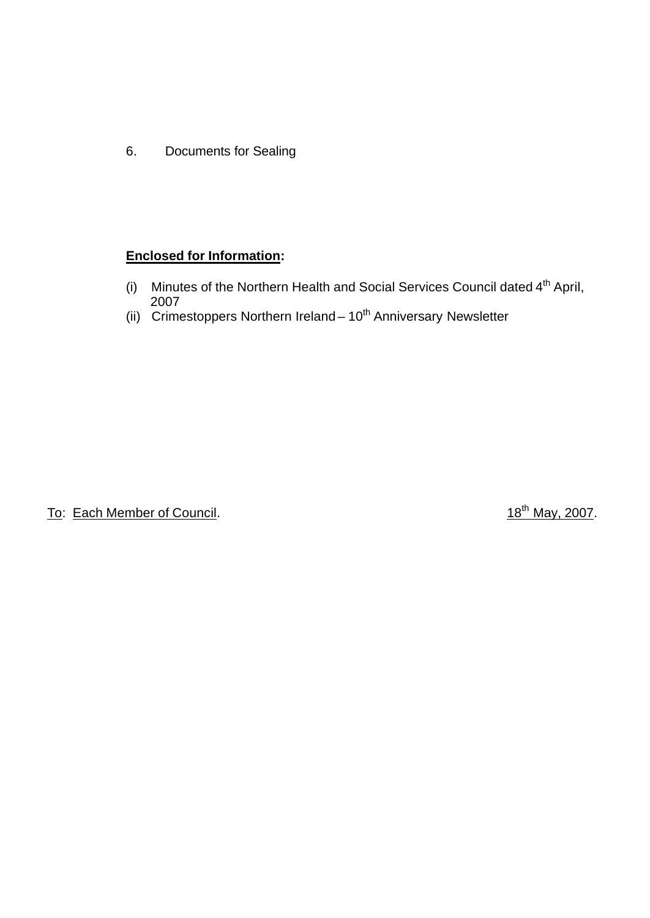6. Documents for Sealing

**Enclosed for Information:**

(i) Minutes of the Northern Health and Social Services Council dated 4th April, 2007
(ii) Crimestoppers Northern Ireland – 10th Anniversary Newsletter

To: Each Member of Council. 18th May, 2007.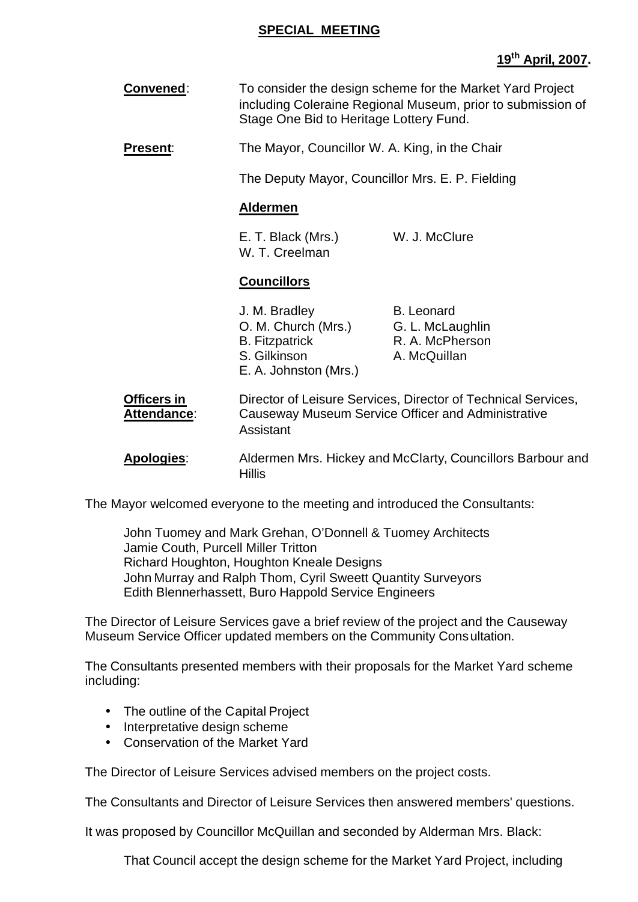**SPECIAL MEETING**

**19th April, 2007.**

**Convened**: To consider the design scheme for the Market Yard Project including Coleraine Regional Museum, prior to submission of Stage One Bid to Heritage Lottery Fund.

**Present**: The Mayor, Councillor W. A. King, in the Chair

The Deputy Mayor, Councillor Mrs. E. P. Fielding

**Aldermen**

E. T. Black (Mrs.)
W. T. Creelman
W. J. McClure

**Councillors**

J. M. Bradley
O. M. Church (Mrs.)
B. Fitzpatrick
S. Gilkinson
E. A. Johnston (Mrs.)
B. Leonard
G. L. McLaughlin
R. A. McPherson
A. McQuillan

**Officers in Attendance**: Director of Leisure Services, Director of Technical Services, Causeway Museum Service Officer and Administrative Assistant

**Apologies**: Aldermen Mrs. Hickey and McClarty, Councillors Barbour and Hillis

The Mayor welcomed everyone to the meeting and introduced the Consultants:

John Tuomey and Mark Grehan, O'Donnell & Tuomey Architects
Jamie Couth, Purcell Miller Tritton
Richard Houghton, Houghton Kneale Designs
John Murray and Ralph Thom, Cyril Sweett Quantity Surveyors
Edith Blennerhassett, Buro Happold Service Engineers

The Director of Leisure Services gave a brief review of the project and the Causeway Museum Service Officer updated members on the Community Consultation.

The Consultants presented members with their proposals for the Market Yard scheme including:

- The outline of the Capital Project
- Interpretative design scheme
- Conservation of the Market Yard

The Director of Leisure Services advised members on the project costs.

The Consultants and Director of Leisure Services then answered members' questions.

It was proposed by Councillor McQuillan and seconded by Alderman Mrs. Black:

That Council accept the design scheme for the Market Yard Project, including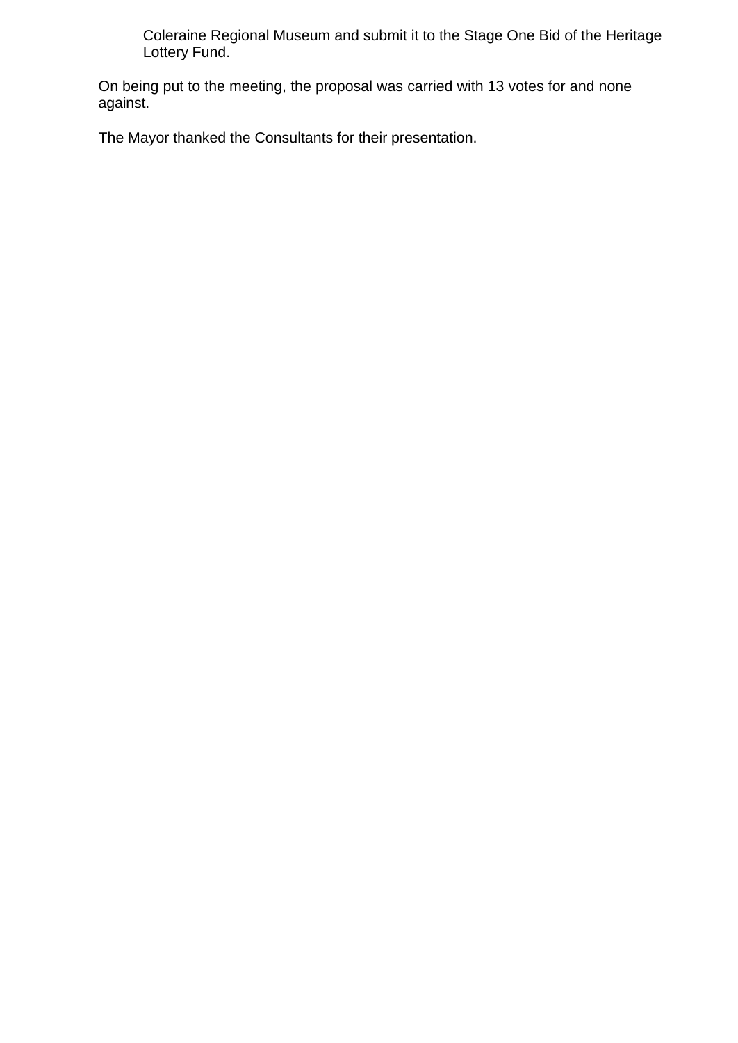Coleraine Regional Museum and submit it to the Stage One Bid of the Heritage Lottery Fund.

On being put to the meeting, the proposal was carried with 13 votes for and none against.

The Mayor thanked the Consultants for their presentation.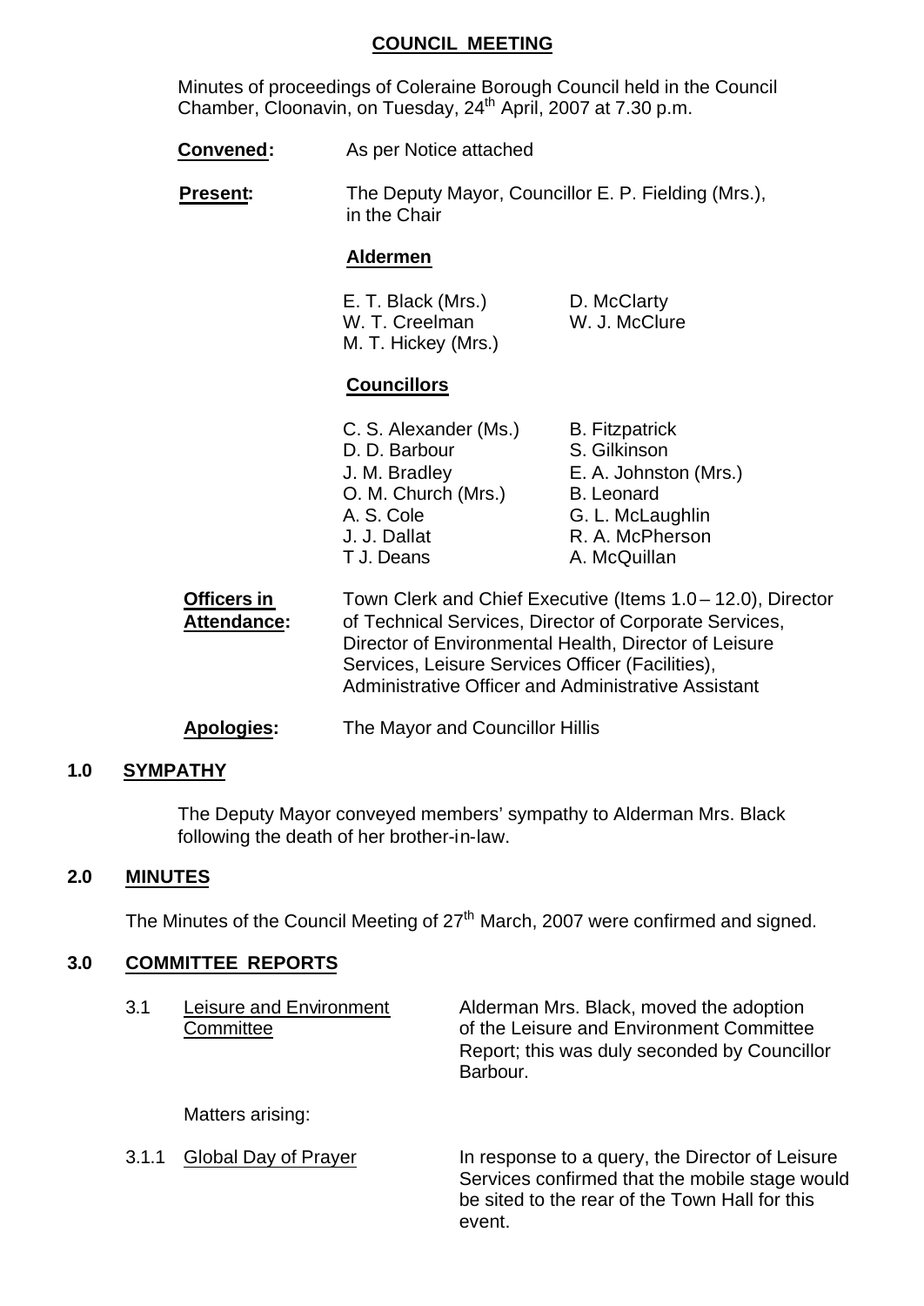## COUNCIL MEETING

Minutes of proceedings of Coleraine Borough Council held in the Council Chamber, Cloonavin, on Tuesday, 24th April, 2007 at 7.30 p.m.

**Convened:** As per Notice attached

**Present:** The Deputy Mayor, Councillor E. P. Fielding (Mrs.), in the Chair

**Aldermen**

| | |
|---|---|
| E. T. Black (Mrs.) | D. McClarty |
| W. T. Creelman | W. J. McClure |
| M. T. Hickey (Mrs.) | |

**Councillors**

| | |
|---|---|
| C. S. Alexander (Ms.) | B. Fitzpatrick |
| D. D. Barbour | S. Gilkinson |
| J. M. Bradley | E. A. Johnston (Mrs.) |
| O. M. Church (Mrs.) | B. Leonard |
| A. S. Cole | G. L. McLaughlin |
| J. J. Dallat | R. A. McPherson |
| T J. Deans | A. McQuillan |

**Officers in Attendance:** Town Clerk and Chief Executive (Items 1.0 – 12.0), Director of Technical Services, Director of Corporate Services, Director of Environmental Health, Director of Leisure Services, Leisure Services Officer (Facilities), Administrative Officer and Administrative Assistant

**Apologies:** The Mayor and Councillor Hillis

### 1.0 SYMPATHY

The Deputy Mayor conveyed members' sympathy to Alderman Mrs. Black following the death of her brother-in-law.

### 2.0 MINUTES

The Minutes of the Council Meeting of 27th March, 2007 were confirmed and signed.

### 3.0 COMMITTEE REPORTS

3.1 Leisure and Environment Committee

Alderman Mrs. Black, moved the adoption of the Leisure and Environment Committee Report; this was duly seconded by Councillor Barbour.

Matters arising:

3.1.1 Global Day of Prayer

In response to a query, the Director of Leisure Services confirmed that the mobile stage would be sited to the rear of the Town Hall for this event.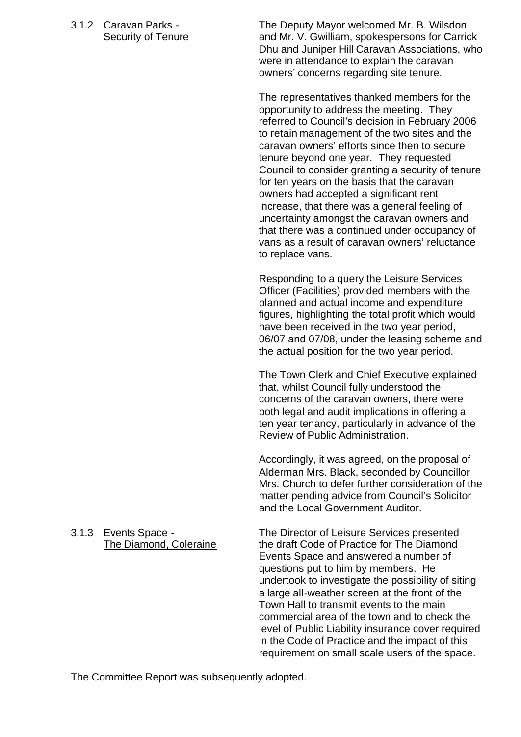3.1.2 <u>Caravan Parks - Security of Tenure</u>

The Deputy Mayor welcomed Mr. B. Wilsdon and Mr. V. Gwilliam, spokespersons for Carrick Dhu and Juniper Hill Caravan Associations, who were in attendance to explain the caravan owners' concerns regarding site tenure.

The representatives thanked members for the opportunity to address the meeting. They referred to Council's decision in February 2006 to retain management of the two sites and the caravan owners' efforts since then to secure tenure beyond one year. They requested Council to consider granting a security of tenure for ten years on the basis that the caravan owners had accepted a significant rent increase, that there was a general feeling of uncertainty amongst the caravan owners and that there was a continued under occupancy of vans as a result of caravan owners' reluctance to replace vans.

Responding to a query the Leisure Services Officer (Facilities) provided members with the planned and actual income and expenditure figures, highlighting the total profit which would have been received in the two year period, 06/07 and 07/08, under the leasing scheme and the actual position for the two year period.

The Town Clerk and Chief Executive explained that, whilst Council fully understood the concerns of the caravan owners, there were both legal and audit implications in offering a ten year tenancy, particularly in advance of the Review of Public Administration.

Accordingly, it was agreed, on the proposal of Alderman Mrs. Black, seconded by Councillor Mrs. Church to defer further consideration of the matter pending advice from Council's Solicitor and the Local Government Auditor.

3.1.3 <u>Events Space - The Diamond, Coleraine</u>

The Director of Leisure Services presented the draft Code of Practice for The Diamond Events Space and answered a number of questions put to him by members. He undertook to investigate the possibility of siting a large all-weather screen at the front of the Town Hall to transmit events to the main commercial area of the town and to check the level of Public Liability insurance cover required in the Code of Practice and the impact of this requirement on small scale users of the space.

The Committee Report was subsequently adopted.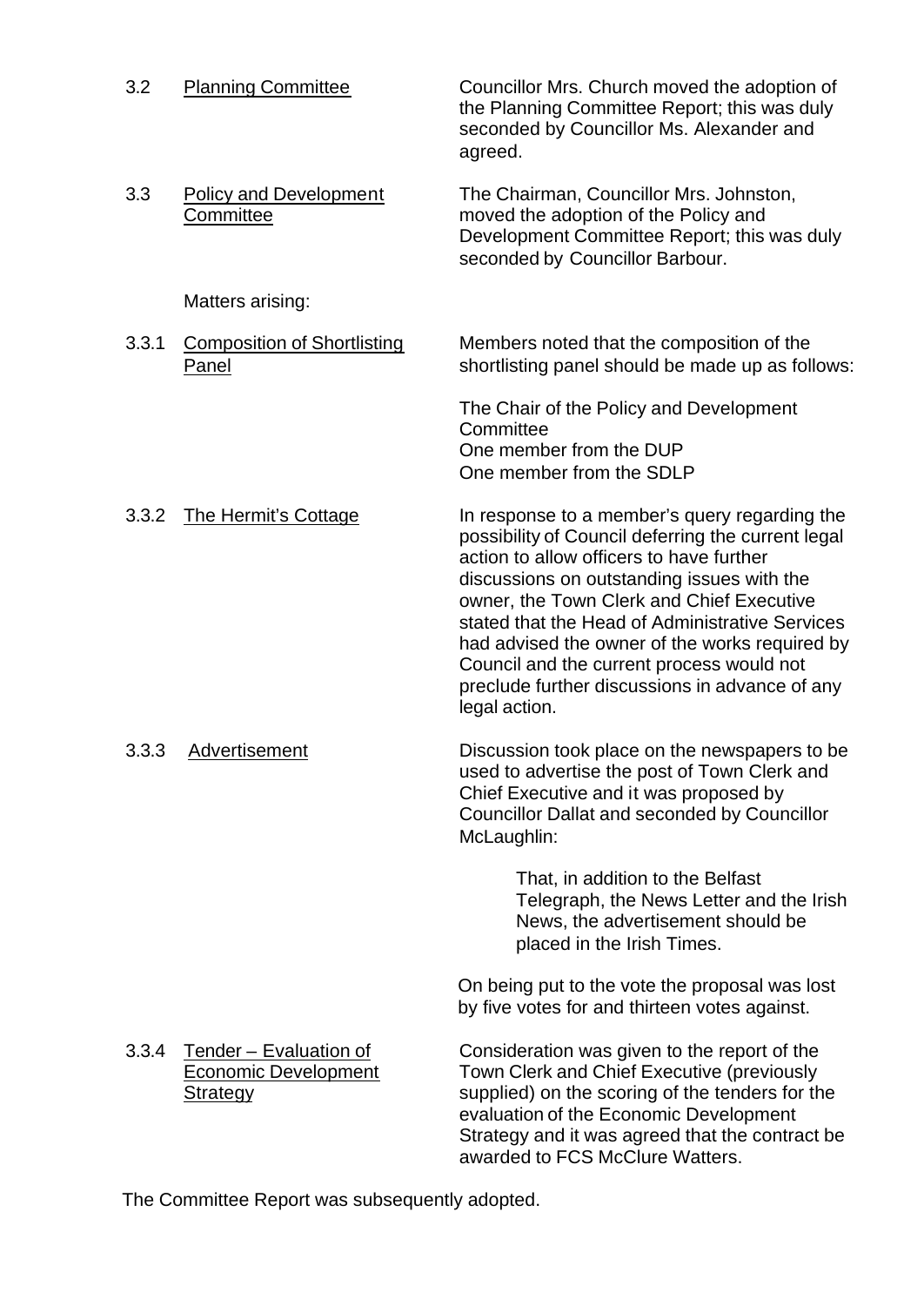3.2 Planning Committee

Councillor Mrs. Church moved the adoption of the Planning Committee Report; this was duly seconded by Councillor Ms. Alexander and agreed.

3.3 Policy and Development Committee

The Chairman, Councillor Mrs. Johnston, moved the adoption of the Policy and Development Committee Report; this was duly seconded by Councillor Barbour.

Matters arising:

3.3.1 Composition of Shortlisting Panel

Members noted that the composition of the shortlisting panel should be made up as follows:

The Chair of the Policy and Development Committee
One member from the DUP
One member from the SDLP

3.3.2 The Hermit's Cottage

In response to a member's query regarding the possibility of Council deferring the current legal action to allow officers to have further discussions on outstanding issues with the owner, the Town Clerk and Chief Executive stated that the Head of Administrative Services had advised the owner of the works required by Council and the current process would not preclude further discussions in advance of any legal action.

3.3.3 Advertisement

Discussion took place on the newspapers to be used to advertise the post of Town Clerk and Chief Executive and it was proposed by Councillor Dallat and seconded by Councillor McLaughlin:

> That, in addition to the Belfast Telegraph, the News Letter and the Irish News, the advertisement should be placed in the Irish Times.

On being put to the vote the proposal was lost by five votes for and thirteen votes against.

3.3.4 Tender – Evaluation of Economic Development Strategy

Consideration was given to the report of the Town Clerk and Chief Executive (previously supplied) on the scoring of the tenders for the evaluation of the Economic Development Strategy and it was agreed that the contract be awarded to FCS McClure Watters.

The Committee Report was subsequently adopted.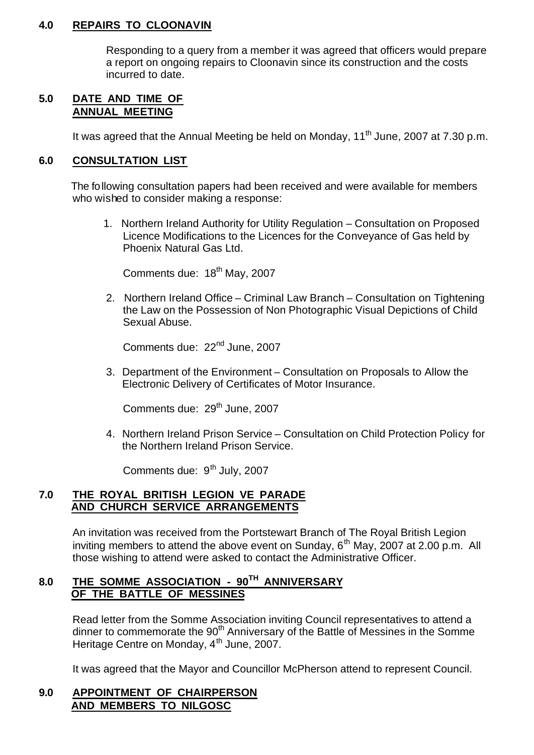## 4.0 REPAIRS TO CLOONAVIN

Responding to a query from a member it was agreed that officers would prepare a report on ongoing repairs to Cloonavin since its construction and the costs incurred to date.

## 5.0 DATE AND TIME OF ANNUAL MEETING

It was agreed that the Annual Meeting be held on Monday, 11th June, 2007 at 7.30 p.m.

## 6.0 CONSULTATION LIST

The following consultation papers had been received and were available for members who wished to consider making a response:

1. Northern Ireland Authority for Utility Regulation – Consultation on Proposed Licence Modifications to the Licences for the Conveyance of Gas held by Phoenix Natural Gas Ltd.

   Comments due: 18th May, 2007

2. Northern Ireland Office – Criminal Law Branch – Consultation on Tightening the Law on the Possession of Non Photographic Visual Depictions of Child Sexual Abuse.

   Comments due: 22nd June, 2007

3. Department of the Environment – Consultation on Proposals to Allow the Electronic Delivery of Certificates of Motor Insurance.

   Comments due: 29th June, 2007

4. Northern Ireland Prison Service – Consultation on Child Protection Policy for the Northern Ireland Prison Service.

   Comments due: 9th July, 2007

## 7.0 THE ROYAL BRITISH LEGION VE PARADE AND CHURCH SERVICE ARRANGEMENTS

An invitation was received from the Portstewart Branch of The Royal British Legion inviting members to attend the above event on Sunday, 6th May, 2007 at 2.00 p.m. All those wishing to attend were asked to contact the Administrative Officer.

## 8.0 THE SOMME ASSOCIATION - 90TH ANNIVERSARY OF THE BATTLE OF MESSINES

Read letter from the Somme Association inviting Council representatives to attend a dinner to commemorate the 90th Anniversary of the Battle of Messines in the Somme Heritage Centre on Monday, 4th June, 2007.

It was agreed that the Mayor and Councillor McPherson attend to represent Council.

## 9.0 APPOINTMENT OF CHAIRPERSON AND MEMBERS TO NILGOSC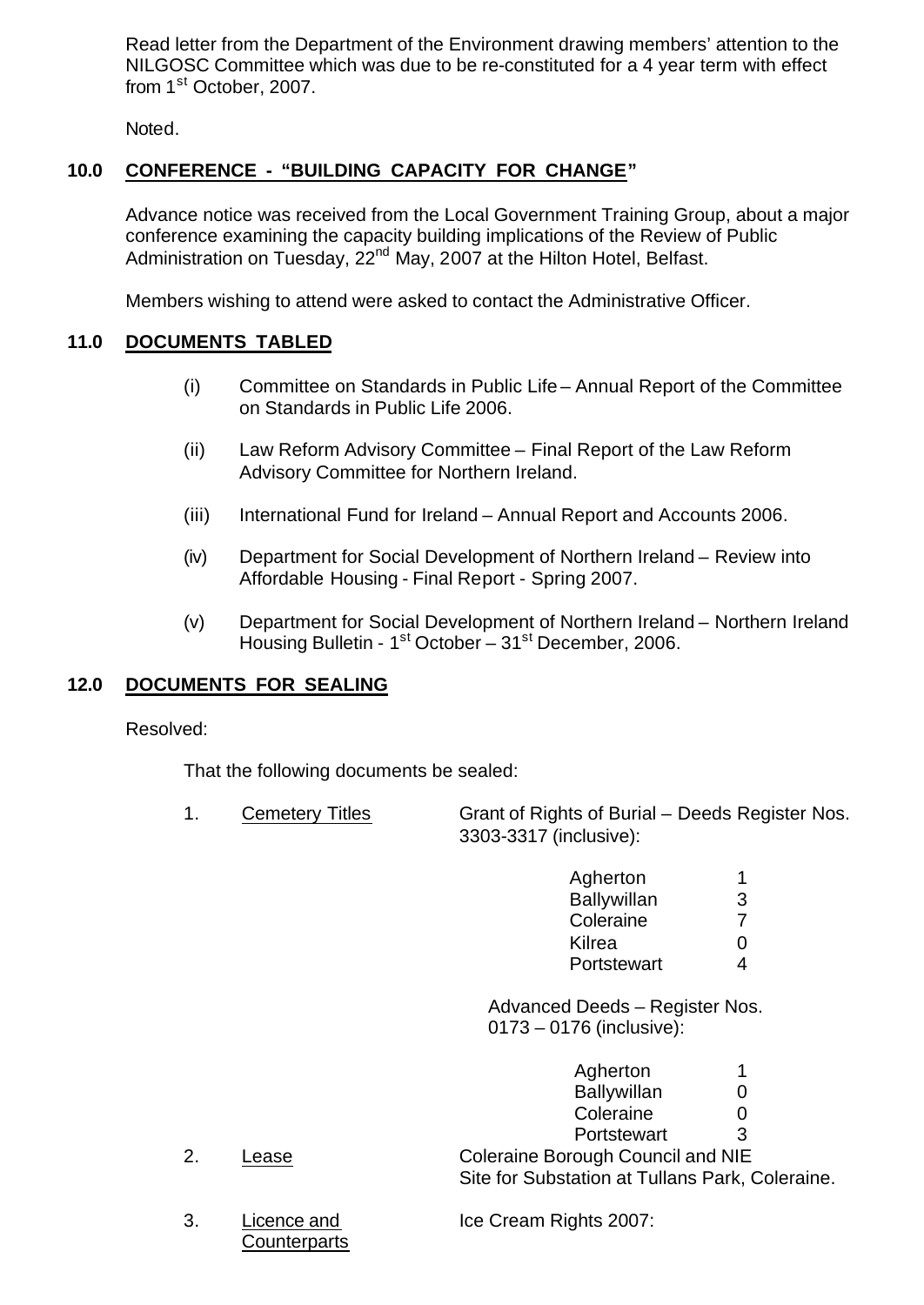Read letter from the Department of the Environment drawing members' attention to the NILGOSC Committee which was due to be re-constituted for a 4 year term with effect from 1st October, 2007.

Noted.

## 10.0 CONFERENCE - "BUILDING CAPACITY FOR CHANGE"

Advance notice was received from the Local Government Training Group, about a major conference examining the capacity building implications of the Review of Public Administration on Tuesday, 22nd May, 2007 at the Hilton Hotel, Belfast.

Members wishing to attend were asked to contact the Administrative Officer.

## 11.0 DOCUMENTS TABLED

(i) Committee on Standards in Public Life – Annual Report of the Committee on Standards in Public Life 2006.

(ii) Law Reform Advisory Committee – Final Report of the Law Reform Advisory Committee for Northern Ireland.

(iii) International Fund for Ireland – Annual Report and Accounts 2006.

(iv) Department for Social Development of Northern Ireland – Review into Affordable Housing - Final Report - Spring 2007.

(v) Department for Social Development of Northern Ireland – Northern Ireland Housing Bulletin - 1st October – 31st December, 2006.

## 12.0 DOCUMENTS FOR SEALING

Resolved:

That the following documents be sealed:

1. Cemetery Titles — Grant of Rights of Burial – Deeds Register Nos. 3303-3317 (inclusive):

| | |
|---|---|
| Agherton | 1 |
| Ballywillan | 3 |
| Coleraine | 7 |
| Kilrea | 0 |
| Portstewart | 4 |

Advanced Deeds – Register Nos. 0173 – 0176 (inclusive):

| | |
|---|---|
| Agherton | 1 |
| Ballywillan | 0 |
| Coleraine | 0 |
| Portstewart | 3 |

2. Lease — Coleraine Borough Council and NIE Site for Substation at Tullans Park, Coleraine.

3. Licence and Counterparts — Ice Cream Rights 2007: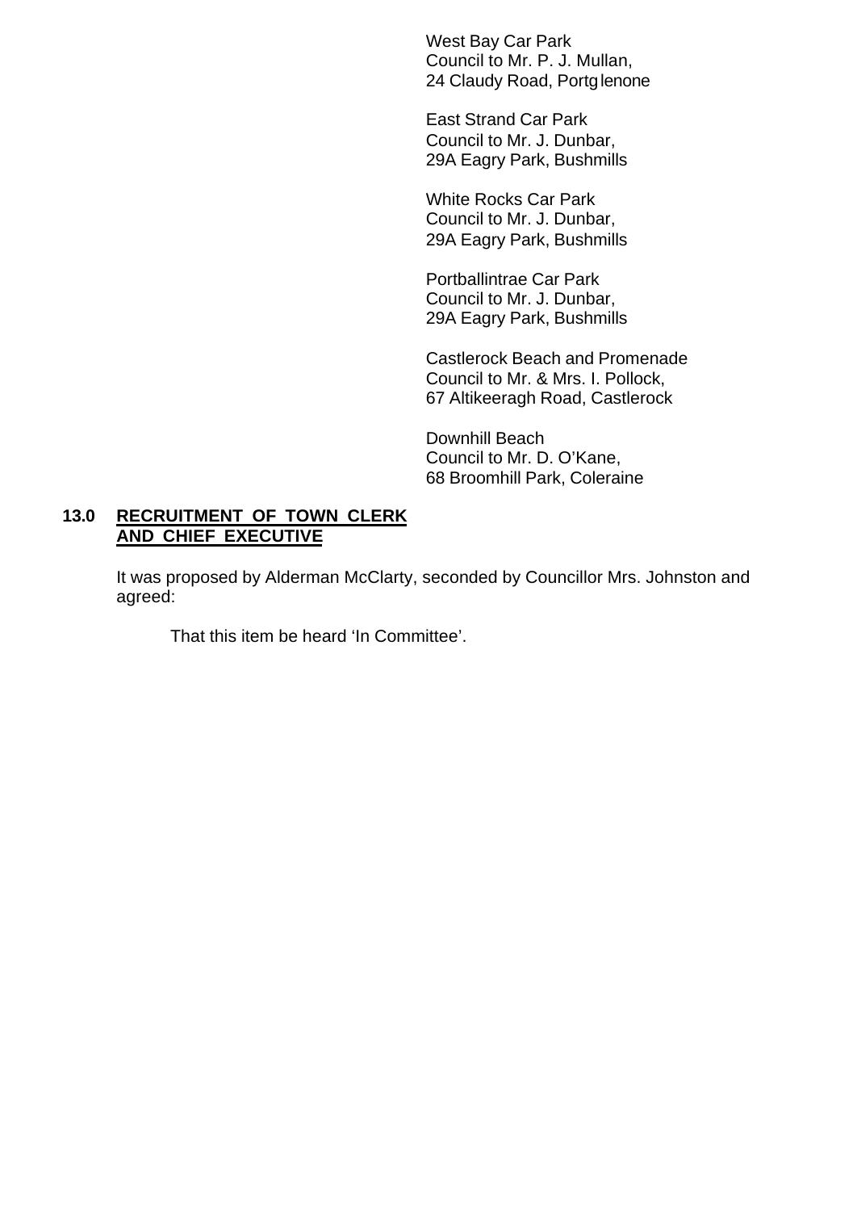West Bay Car Park
Council to Mr. P. J. Mullan,
24 Claudy Road, Portglenone

East Strand Car Park
Council to Mr. J. Dunbar,
29A Eagry Park, Bushmills

White Rocks Car Park
Council to Mr. J. Dunbar,
29A Eagry Park, Bushmills

Portballintrae Car Park
Council to Mr. J. Dunbar,
29A Eagry Park, Bushmills

Castlerock Beach and Promenade
Council to Mr. & Mrs. I. Pollock,
67 Altikeeragh Road, Castlerock

Downhill Beach
Council to Mr. D. O'Kane,
68 Broomhill Park, Coleraine

## 13.0 RECRUITMENT OF TOWN CLERK AND CHIEF EXECUTIVE

It was proposed by Alderman McClarty, seconded by Councillor Mrs. Johnston and agreed:

That this item be heard 'In Committee'.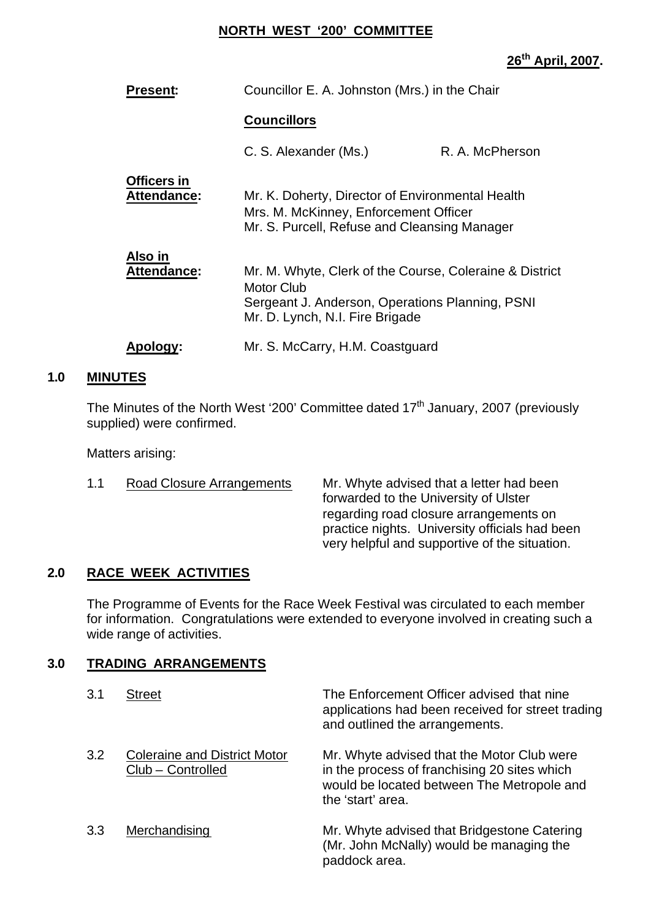## NORTH WEST '200' COMMITTEE

**26th April, 2007.**

**Present:** Councillor E. A. Johnston (Mrs.) in the Chair

**Councillors**

C. S. Alexander (Ms.) R. A. McPherson

**Officers in Attendance:** Mr. K. Doherty, Director of Environmental Health
Mrs. M. McKinney, Enforcement Officer
Mr. S. Purcell, Refuse and Cleansing Manager

**Also in Attendance:** Mr. M. Whyte, Clerk of the Course, Coleraine & District Motor Club
Sergeant J. Anderson, Operations Planning, PSNI
Mr. D. Lynch, N.I. Fire Brigade

**Apology:** Mr. S. McCarry, H.M. Coastguard

### 1.0 MINUTES

The Minutes of the North West '200' Committee dated 17th January, 2007 (previously supplied) were confirmed.

Matters arising:

1.1 Road Closure Arrangements — Mr. Whyte advised that a letter had been forwarded to the University of Ulster regarding road closure arrangements on practice nights. University officials had been very helpful and supportive of the situation.

### 2.0 RACE WEEK ACTIVITIES

The Programme of Events for the Race Week Festival was circulated to each member for information. Congratulations were extended to everyone involved in creating such a wide range of activities.

### 3.0 TRADING ARRANGEMENTS

3.1 Street — The Enforcement Officer advised that nine applications had been received for street trading and outlined the arrangements.

3.2 Coleraine and District Motor Club – Controlled — Mr. Whyte advised that the Motor Club were in the process of franchising 20 sites which would be located between The Metropole and the 'start' area.

3.3 Merchandising — Mr. Whyte advised that Bridgestone Catering (Mr. John McNally) would be managing the paddock area.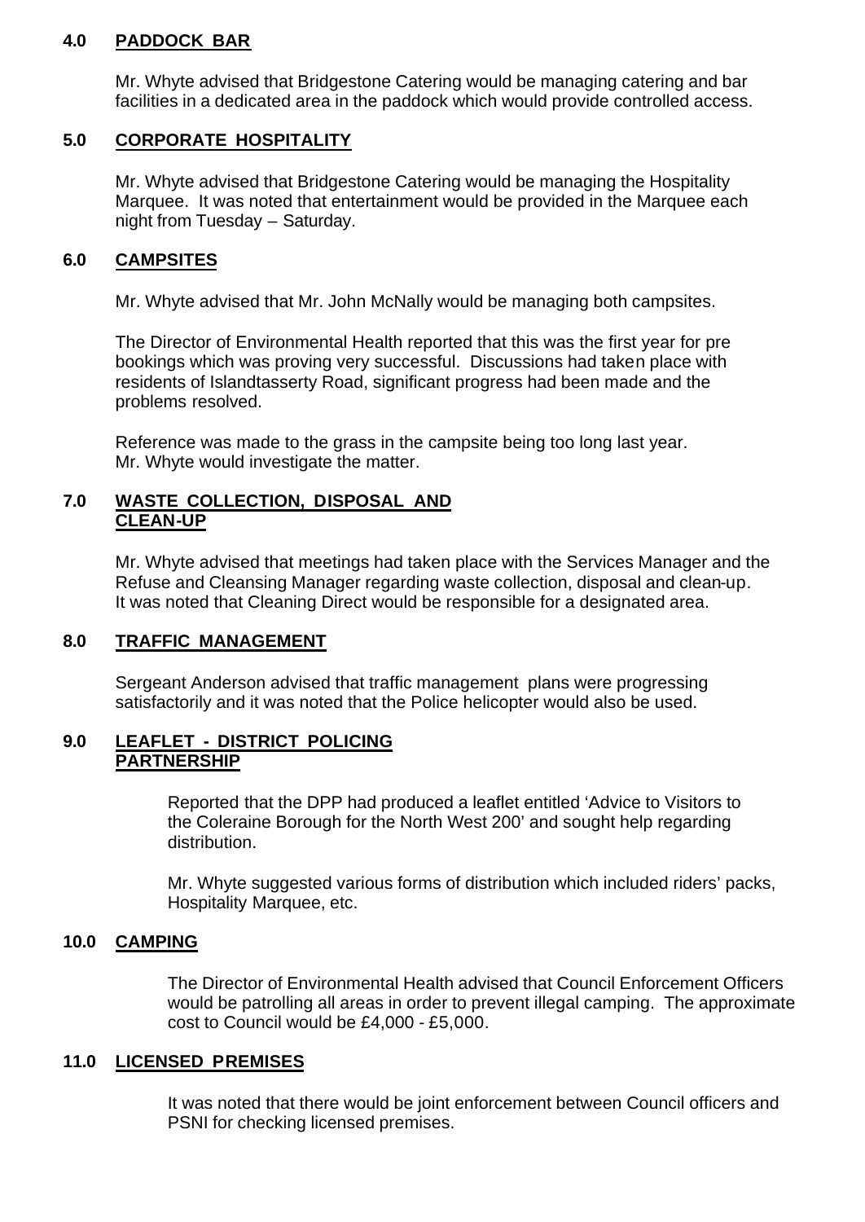## 4.0 PADDOCK BAR

Mr. Whyte advised that Bridgestone Catering would be managing catering and bar facilities in a dedicated area in the paddock which would provide controlled access.

## 5.0 CORPORATE HOSPITALITY

Mr. Whyte advised that Bridgestone Catering would be managing the Hospitality Marquee. It was noted that entertainment would be provided in the Marquee each night from Tuesday – Saturday.

## 6.0 CAMPSITES

Mr. Whyte advised that Mr. John McNally would be managing both campsites.

The Director of Environmental Health reported that this was the first year for pre bookings which was proving very successful. Discussions had taken place with residents of Islandtasserty Road, significant progress had been made and the problems resolved.

Reference was made to the grass in the campsite being too long last year. Mr. Whyte would investigate the matter.

## 7.0 WASTE COLLECTION, DISPOSAL AND CLEAN-UP

Mr. Whyte advised that meetings had taken place with the Services Manager and the Refuse and Cleansing Manager regarding waste collection, disposal and clean-up. It was noted that Cleaning Direct would be responsible for a designated area.

## 8.0 TRAFFIC MANAGEMENT

Sergeant Anderson advised that traffic management plans were progressing satisfactorily and it was noted that the Police helicopter would also be used.

## 9.0 LEAFLET - DISTRICT POLICING PARTNERSHIP

Reported that the DPP had produced a leaflet entitled 'Advice to Visitors to the Coleraine Borough for the North West 200' and sought help regarding distribution.

Mr. Whyte suggested various forms of distribution which included riders' packs, Hospitality Marquee, etc.

## 10.0 CAMPING

The Director of Environmental Health advised that Council Enforcement Officers would be patrolling all areas in order to prevent illegal camping. The approximate cost to Council would be £4,000 - £5,000.

## 11.0 LICENSED PREMISES

It was noted that there would be joint enforcement between Council officers and PSNI for checking licensed premises.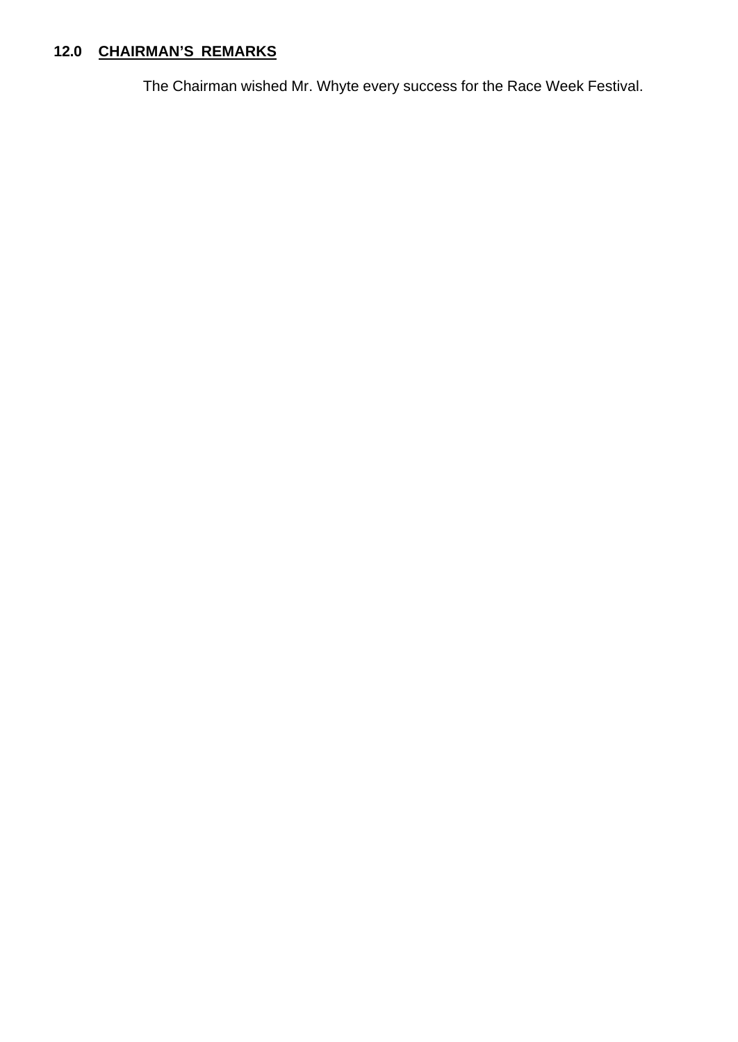## 12.0 CHAIRMAN'S REMARKS

The Chairman wished Mr. Whyte every success for the Race Week Festival.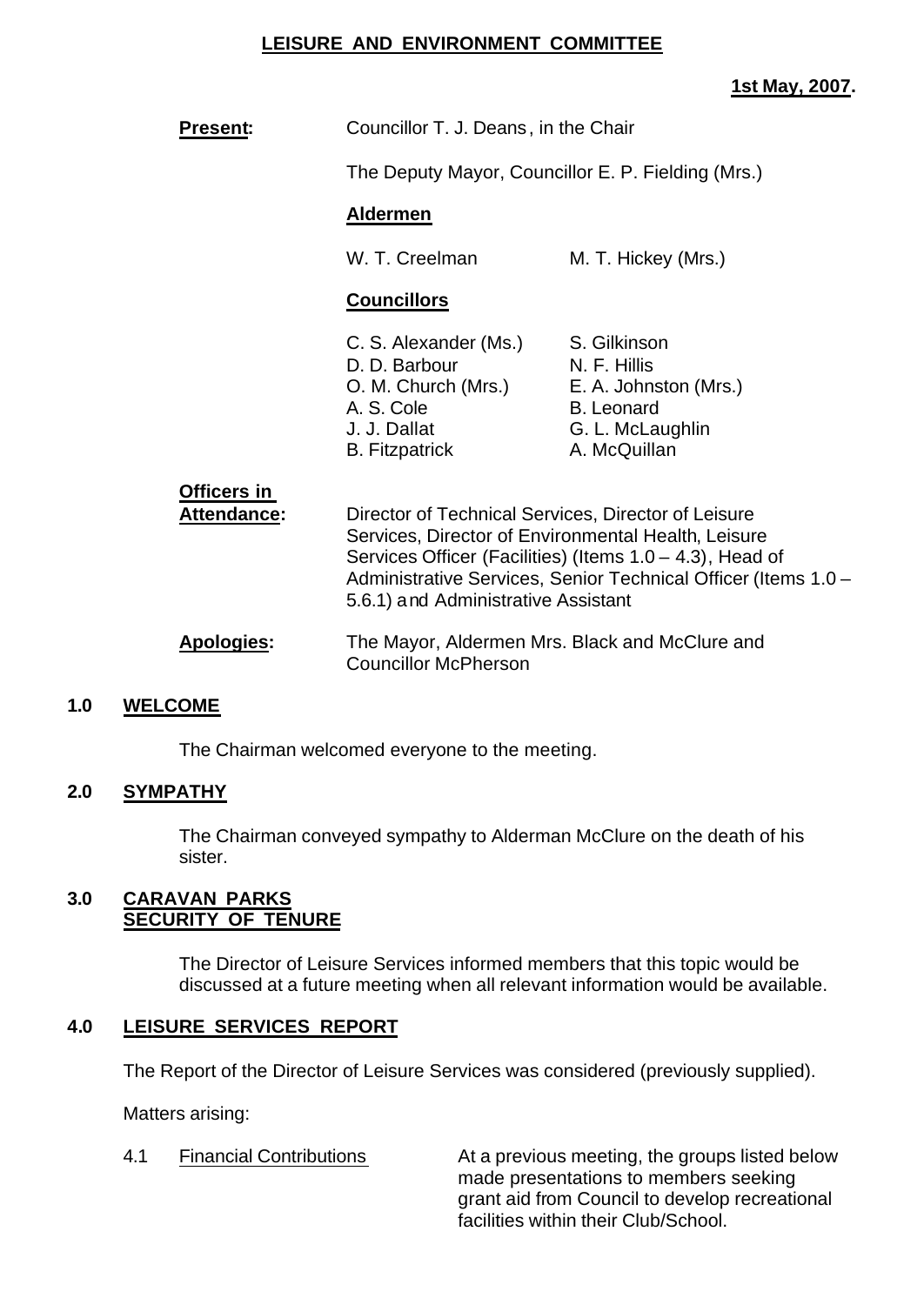## LEISURE AND ENVIRONMENT COMMITTEE

**1st May, 2007.**

**Present:** Councillor T. J. Deans, in the Chair

The Deputy Mayor, Councillor E. P. Fielding (Mrs.)

**Aldermen**

W. T. Creelman
M. T. Hickey (Mrs.)

**Councillors**

C. S. Alexander (Ms.)
D. D. Barbour
O. M. Church (Mrs.)
A. S. Cole
J. J. Dallat
B. Fitzpatrick
S. Gilkinson
N. F. Hillis
E. A. Johnston (Mrs.)
B. Leonard
G. L. McLaughlin
A. McQuillan

**Officers in Attendance:** Director of Technical Services, Director of Leisure Services, Director of Environmental Health, Leisure Services Officer (Facilities) (Items 1.0 – 4.3), Head of Administrative Services, Senior Technical Officer (Items 1.0 – 5.6.1) and Administrative Assistant

**Apologies:** The Mayor, Aldermen Mrs. Black and McClure and Councillor McPherson

### 1.0 WELCOME

The Chairman welcomed everyone to the meeting.

### 2.0 SYMPATHY

The Chairman conveyed sympathy to Alderman McClure on the death of his sister.

### 3.0 CARAVAN PARKS SECURITY OF TENURE

The Director of Leisure Services informed members that this topic would be discussed at a future meeting when all relevant information would be available.

### 4.0 LEISURE SERVICES REPORT

The Report of the Director of Leisure Services was considered (previously supplied).

Matters arising:

4.1 Financial Contributions

At a previous meeting, the groups listed below made presentations to members seeking grant aid from Council to develop recreational facilities within their Club/School.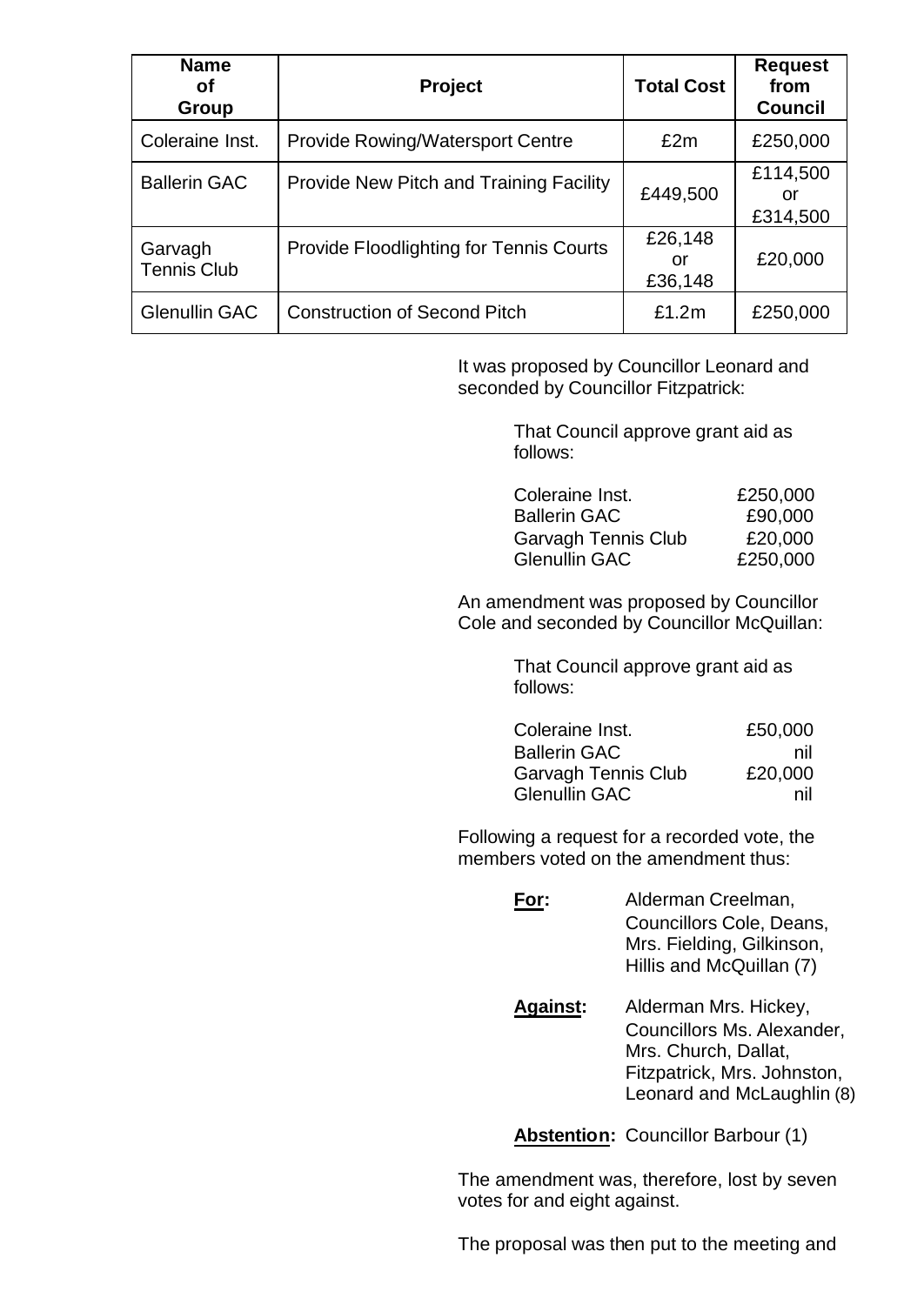| Name of Group | Project | Total Cost | Request from Council |
|---|---|---|---|
| Coleraine Inst. | Provide Rowing/Watersport Centre | £2m | £250,000 |
| Ballerin GAC | Provide New Pitch and Training Facility | £449,500 | £114,500 or £314,500 |
| Garvagh Tennis Club | Provide Floodlighting for Tennis Courts | £26,148 or £36,148 | £20,000 |
| Glenullin GAC | Construction of Second Pitch | £1.2m | £250,000 |

It was proposed by Councillor Leonard and seconded by Councillor Fitzpatrick:

> That Council approve grant aid as follows:
>
> | | |
> |---|---|
> | Coleraine Inst. | £250,000 |
> | Ballerin GAC | £90,000 |
> | Garvagh Tennis Club | £20,000 |
> | Glenullin GAC | £250,000 |

An amendment was proposed by Councillor Cole and seconded by Councillor McQuillan:

> That Council approve grant aid as follows:
>
> | | |
> |---|---|
> | Coleraine Inst. | £50,000 |
> | Ballerin GAC | nil |
> | Garvagh Tennis Club | £20,000 |
> | Glenullin GAC | nil |

Following a request for a recorded vote, the members voted on the amendment thus:

**For:** Alderman Creelman, Councillors Cole, Deans, Mrs. Fielding, Gilkinson, Hillis and McQuillan (7)

**Against:** Alderman Mrs. Hickey, Councillors Ms. Alexander, Mrs. Church, Dallat, Fitzpatrick, Mrs. Johnston, Leonard and McLaughlin (8)

**Abstention:** Councillor Barbour (1)

The amendment was, therefore, lost by seven votes for and eight against.

The proposal was then put to the meeting and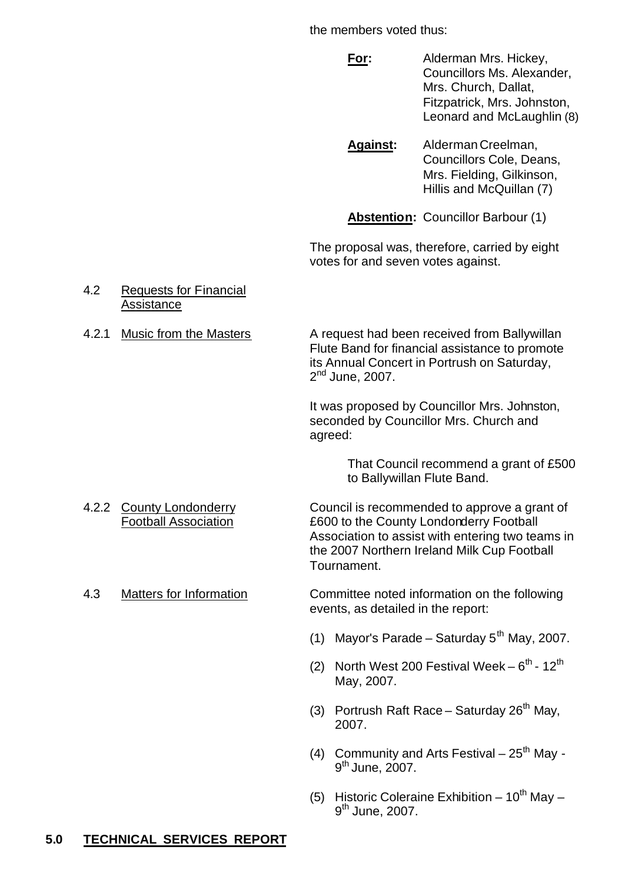the members voted thus:

**For:** Alderman Mrs. Hickey, Councillors Ms. Alexander, Mrs. Church, Dallat, Fitzpatrick, Mrs. Johnston, Leonard and McLaughlin (8)

**Against:** Alderman Creelman, Councillors Cole, Deans, Mrs. Fielding, Gilkinson, Hillis and McQuillan (7)

**Abstention:** Councillor Barbour (1)

The proposal was, therefore, carried by eight votes for and seven votes against.

4.2 Requests for Financial Assistance

4.2.1 Music from the Masters

A request had been received from Ballywillan Flute Band for financial assistance to promote its Annual Concert in Portrush on Saturday, 2nd June, 2007.

It was proposed by Councillor Mrs. Johnston, seconded by Councillor Mrs. Church and agreed:

> That Council recommend a grant of £500 to Ballywillan Flute Band.

4.2.2 County Londonderry Football Association

Council is recommended to approve a grant of £600 to the County Londonderry Football Association to assist with entering two teams in the 2007 Northern Ireland Milk Cup Football Tournament.

4.3 Matters for Information

Committee noted information on the following events, as detailed in the report:

(1) Mayor's Parade – Saturday 5th May, 2007.

(2) North West 200 Festival Week – 6th - 12th May, 2007.

(3) Portrush Raft Race – Saturday 26th May, 2007.

(4) Community and Arts Festival – 25th May - 9th June, 2007.

(5) Historic Coleraine Exhibition – 10th May – 9th June, 2007.

## 5.0 TECHNICAL SERVICES REPORT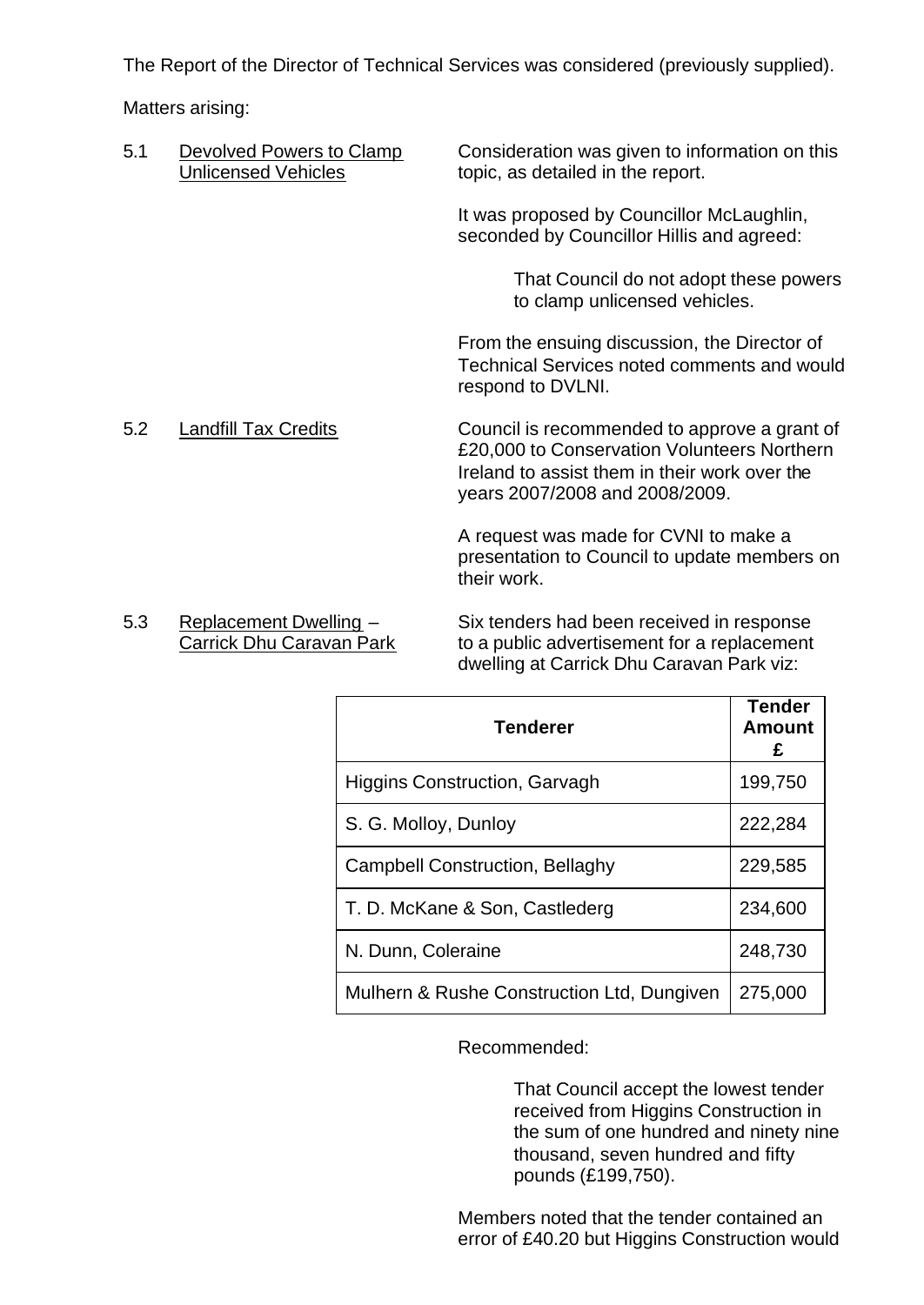The Report of the Director of Technical Services was considered (previously supplied).

Matters arising:

5.1 Devolved Powers to Clamp Unlicensed Vehicles

Consideration was given to information on this topic, as detailed in the report.

It was proposed by Councillor McLaughlin, seconded by Councillor Hillis and agreed:

> That Council do not adopt these powers to clamp unlicensed vehicles.

From the ensuing discussion, the Director of Technical Services noted comments and would respond to DVLNI.

5.2 Landfill Tax Credits

Council is recommended to approve a grant of £20,000 to Conservation Volunteers Northern Ireland to assist them in their work over the years 2007/2008 and 2008/2009.

A request was made for CVNI to make a presentation to Council to update members on their work.

5.3 Replacement Dwelling – Carrick Dhu Caravan Park

Six tenders had been received in response to a public advertisement for a replacement dwelling at Carrick Dhu Caravan Park viz:

| Tenderer | Tender Amount £ |
|---|---|
| Higgins Construction, Garvagh | 199,750 |
| S. G. Molloy, Dunloy | 222,284 |
| Campbell Construction, Bellaghy | 229,585 |
| T. D. McKane & Son, Castlederg | 234,600 |
| N. Dunn, Coleraine | 248,730 |
| Mulhern & Rushe Construction Ltd, Dungiven | 275,000 |

Recommended:

> That Council accept the lowest tender received from Higgins Construction in the sum of one hundred and ninety nine thousand, seven hundred and fifty pounds (£199,750).

Members noted that the tender contained an error of £40.20 but Higgins Construction would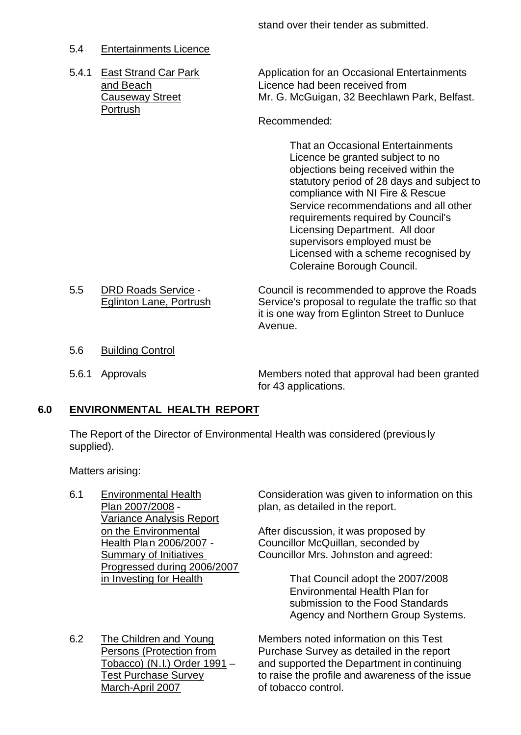stand over their tender as submitted.

5.4 Entertainments Licence

5.4.1 East Strand Car Park and Beach Causeway Street Portrush

Application for an Occasional Entertainments Licence had been received from Mr. G. McGuigan, 32 Beechlawn Park, Belfast.

Recommended:

> That an Occasional Entertainments Licence be granted subject to no objections being received within the statutory period of 28 days and subject to compliance with NI Fire & Rescue Service recommendations and all other requirements required by Council's Licensing Department. All door supervisors employed must be Licensed with a scheme recognised by Coleraine Borough Council.

5.5 DRD Roads Service - Eglinton Lane, Portrush

Council is recommended to approve the Roads Service's proposal to regulate the traffic so that it is one way from Eglinton Street to Dunluce Avenue.

5.6 Building Control

5.6.1 Approvals

Members noted that approval had been granted for 43 applications.

## 6.0 ENVIRONMENTAL HEALTH REPORT

The Report of the Director of Environmental Health was considered (previously supplied).

Matters arising:

6.1 Environmental Health Plan 2007/2008 - Variance Analysis Report on the Environmental Health Plan 2006/2007 - Summary of Initiatives Progressed during 2006/2007 in Investing for Health

Consideration was given to information on this plan, as detailed in the report.

After discussion, it was proposed by Councillor McQuillan, seconded by Councillor Mrs. Johnston and agreed:

> That Council adopt the 2007/2008 Environmental Health Plan for submission to the Food Standards Agency and Northern Group Systems.

6.2 The Children and Young Persons (Protection from Tobacco) (N.I.) Order 1991 – Test Purchase Survey March-April 2007

Members noted information on this Test Purchase Survey as detailed in the report and supported the Department in continuing to raise the profile and awareness of the issue of tobacco control.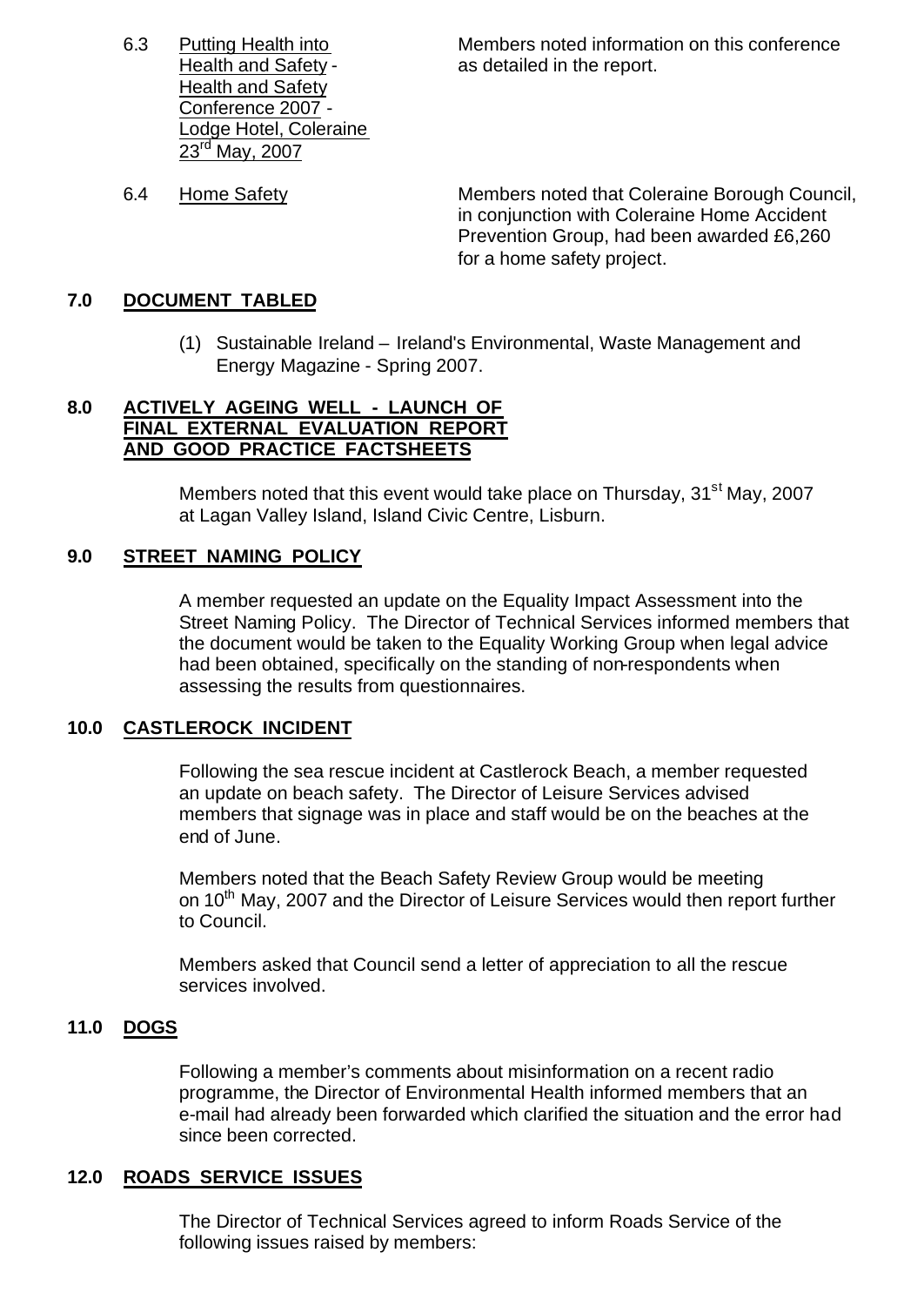6.3 Putting Health into Health and Safety - Health and Safety Conference 2007 - Lodge Hotel, Coleraine 23rd May, 2007

Members noted information on this conference as detailed in the report.

6.4 Home Safety

Members noted that Coleraine Borough Council, in conjunction with Coleraine Home Accident Prevention Group, had been awarded £6,260 for a home safety project.

## 7.0 DOCUMENT TABLED

(1) Sustainable Ireland – Ireland's Environmental, Waste Management and Energy Magazine - Spring 2007.

## 8.0 ACTIVELY AGEING WELL - LAUNCH OF FINAL EXTERNAL EVALUATION REPORT AND GOOD PRACTICE FACTSHEETS

Members noted that this event would take place on Thursday, 31st May, 2007 at Lagan Valley Island, Island Civic Centre, Lisburn.

## 9.0 STREET NAMING POLICY

A member requested an update on the Equality Impact Assessment into the Street Naming Policy. The Director of Technical Services informed members that the document would be taken to the Equality Working Group when legal advice had been obtained, specifically on the standing of non-respondents when assessing the results from questionnaires.

## 10.0 CASTLEROCK INCIDENT

Following the sea rescue incident at Castlerock Beach, a member requested an update on beach safety. The Director of Leisure Services advised members that signage was in place and staff would be on the beaches at the end of June.

Members noted that the Beach Safety Review Group would be meeting on 10th May, 2007 and the Director of Leisure Services would then report further to Council.

Members asked that Council send a letter of appreciation to all the rescue services involved.

## 11.0 DOGS

Following a member's comments about misinformation on a recent radio programme, the Director of Environmental Health informed members that an e-mail had already been forwarded which clarified the situation and the error had since been corrected.

## 12.0 ROADS SERVICE ISSUES

The Director of Technical Services agreed to inform Roads Service of the following issues raised by members: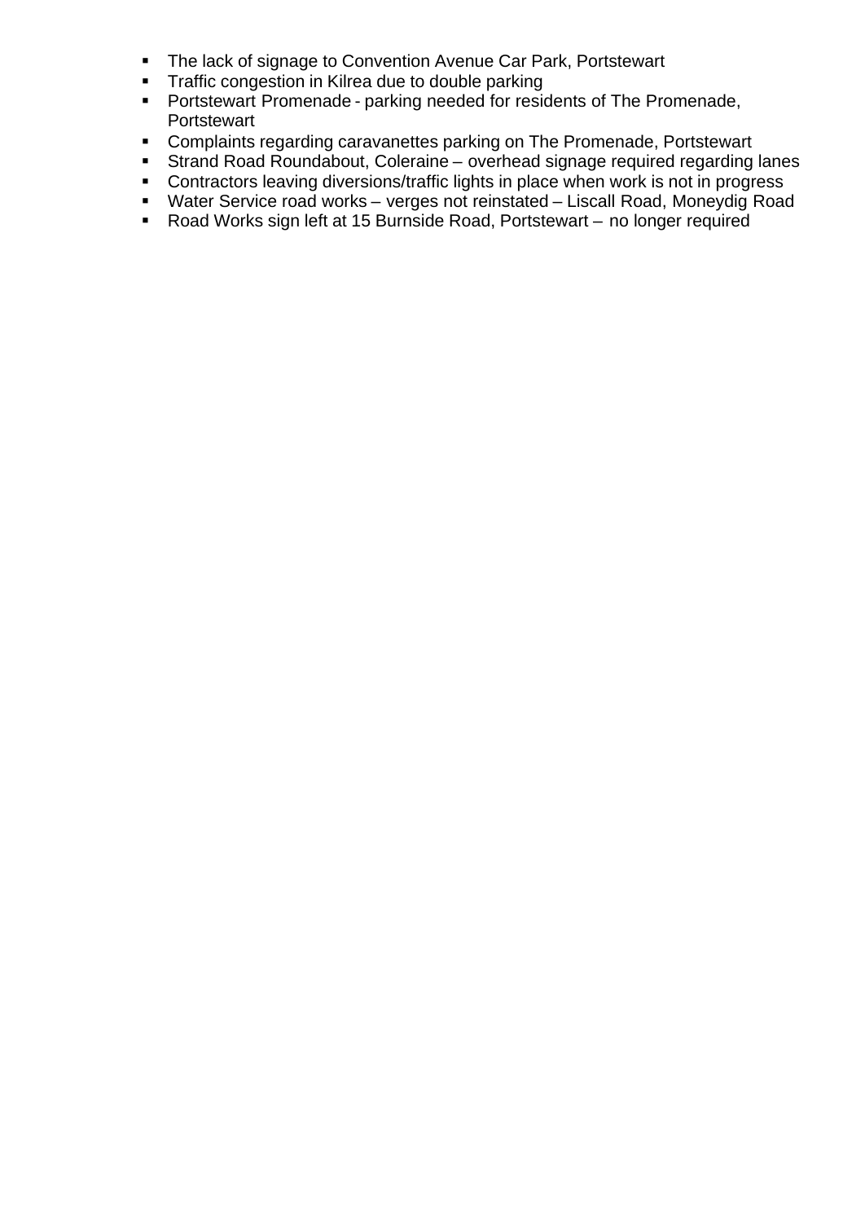- The lack of signage to Convention Avenue Car Park, Portstewart
- Traffic congestion in Kilrea due to double parking
- Portstewart Promenade - parking needed for residents of The Promenade, Portstewart
- Complaints regarding caravanettes parking on The Promenade, Portstewart
- Strand Road Roundabout, Coleraine – overhead signage required regarding lanes
- Contractors leaving diversions/traffic lights in place when work is not in progress
- Water Service road works – verges not reinstated – Liscall Road, Moneydig Road
- Road Works sign left at 15 Burnside Road, Portstewart – no longer required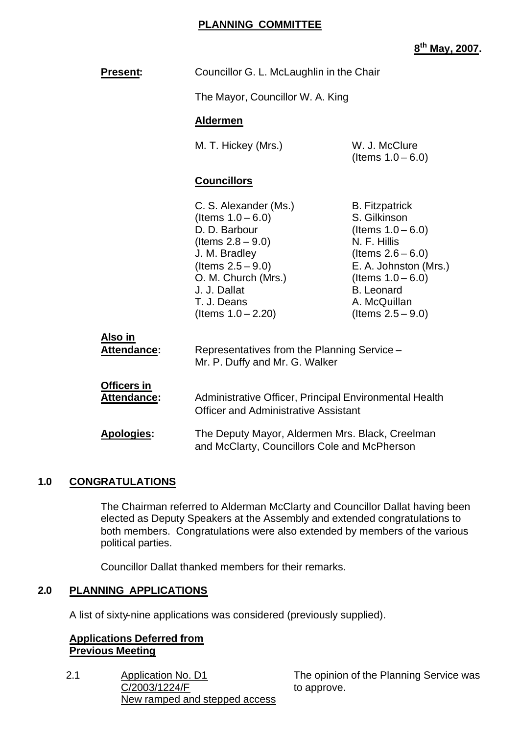# PLANNING COMMITTEE

**8th May, 2007.**

**Present:** Councillor G. L. McLaughlin in the Chair

The Mayor, Councillor W. A. King

**Aldermen**

M. T. Hickey (Mrs.)
W. J. McClure (Items 1.0 – 6.0)

**Councillors**

C. S. Alexander (Ms.) (Items 1.0 – 6.0)
D. D. Barbour (Items 2.8 – 9.0)
J. M. Bradley (Items 2.5 – 9.0)
O. M. Church (Mrs.)
J. J. Dallat
T. J. Deans (Items 1.0 – 2.20)
B. Fitzpatrick
S. Gilkinson (Items 1.0 – 6.0)
N. F. Hillis (Items 2.6 – 6.0)
E. A. Johnston (Mrs.) (Items 1.0 – 6.0)
B. Leonard
A. McQuillan (Items 2.5 – 9.0)

**Also in Attendance:** Representatives from the Planning Service – Mr. P. Duffy and Mr. G. Walker

**Officers in Attendance:** Administrative Officer, Principal Environmental Health Officer and Administrative Assistant

**Apologies:** The Deputy Mayor, Aldermen Mrs. Black, Creelman and McClarty, Councillors Cole and McPherson

## 1.0 CONGRATULATIONS

The Chairman referred to Alderman McClarty and Councillor Dallat having been elected as Deputy Speakers at the Assembly and extended congratulations to both members. Congratulations were also extended by members of the various political parties.

Councillor Dallat thanked members for their remarks.

## 2.0 PLANNING APPLICATIONS

A list of sixty-nine applications was considered (previously supplied).

**Applications Deferred from Previous Meeting**

2.1 Application No. D1
C/2003/1224/F
New ramped and stepped access

The opinion of the Planning Service was to approve.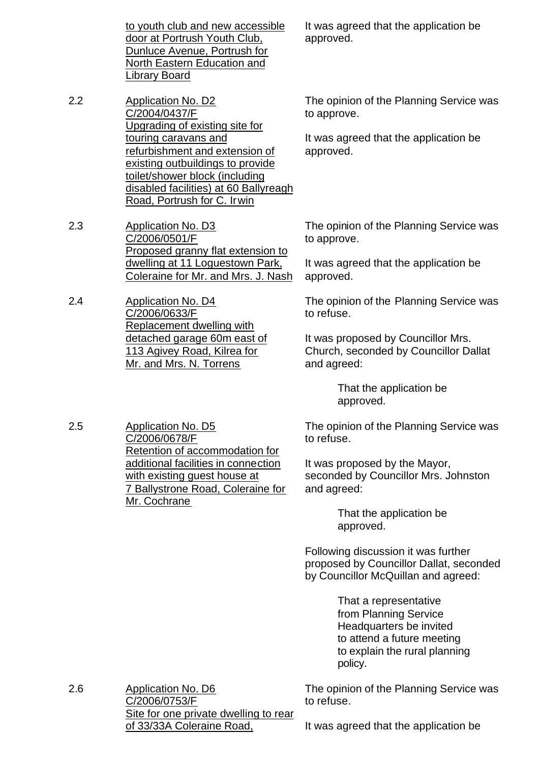<u>to youth club and new accessible door at Portrush Youth Club, Dunluce Avenue, Portrush for North Eastern Education and Library Board</u>

It was agreed that the application be approved.

2.2 <u>Application No. D2 C/2004/0437/F Upgrading of existing site for touring caravans and refurbishment and extension of existing outbuildings to provide toilet/shower block (including disabled facilities) at 60 Ballyreagh Road, Portrush for C. Irwin</u>

The opinion of the Planning Service was to approve.

It was agreed that the application be approved.

2.3 <u>Application No. D3 C/2006/0501/F Proposed granny flat extension to dwelling at 11 Loguestown Park, Coleraine for Mr. and Mrs. J. Nash</u>

The opinion of the Planning Service was to approve.

It was agreed that the application be approved.

2.4 <u>Application No. D4 C/2006/0633/F Replacement dwelling with detached garage 60m east of 113 Agivey Road, Kilrea for Mr. and Mrs. N. Torrens</u>

The opinion of the Planning Service was to refuse.

It was proposed by Councillor Mrs. Church, seconded by Councillor Dallat and agreed:

> That the application be approved.

2.5 <u>Application No. D5 C/2006/0678/F Retention of accommodation for additional facilities in connection with existing guest house at 7 Ballystrone Road, Coleraine for Mr. Cochrane</u>

The opinion of the Planning Service was to refuse.

It was proposed by the Mayor, seconded by Councillor Mrs. Johnston and agreed:

> That the application be approved.

Following discussion it was further proposed by Councillor Dallat, seconded by Councillor McQuillan and agreed:

> That a representative from Planning Service Headquarters be invited to attend a future meeting to explain the rural planning policy.

2.6 <u>Application No. D6 C/2006/0753/F Site for one private dwelling to rear of 33/33A Coleraine Road,</u>

The opinion of the Planning Service was to refuse.

It was agreed that the application be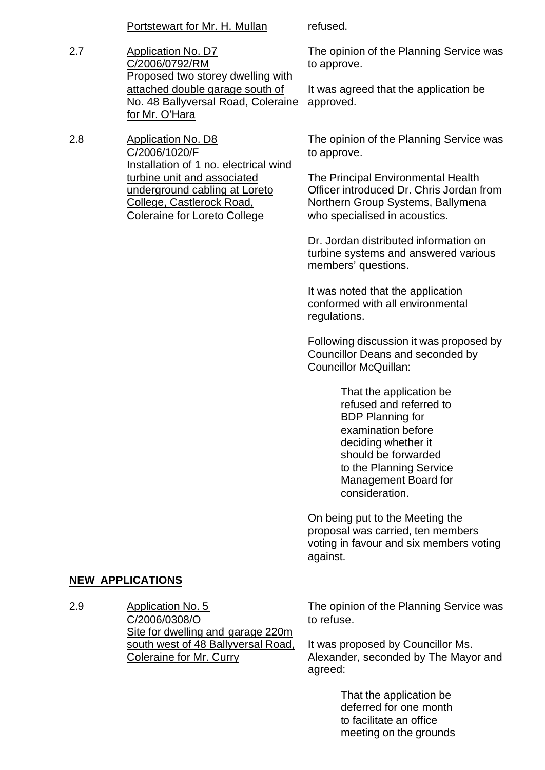Portstewart for Mr. H. Mullan refused.

2.7 Application No. D7
C/2006/0792/RM
Proposed two storey dwelling with attached double garage south of No. 48 Ballyversal Road, Coleraine for Mr. O'Hara

The opinion of the Planning Service was to approve.

It was agreed that the application be approved.

2.8 Application No. D8
C/2006/1020/F
Installation of 1 no. electrical wind turbine unit and associated underground cabling at Loreto College, Castlerock Road, Coleraine for Loreto College

The opinion of the Planning Service was to approve.

The Principal Environmental Health Officer introduced Dr. Chris Jordan from Northern Group Systems, Ballymena who specialised in acoustics.

Dr. Jordan distributed information on turbine systems and answered various members' questions.

It was noted that the application conformed with all environmental regulations.

Following discussion it was proposed by Councillor Deans and seconded by Councillor McQuillan:

> That the application be refused and referred to BDP Planning for examination before deciding whether it should be forwarded to the Planning Service Management Board for consideration.

On being put to the Meeting the proposal was carried, ten members voting in favour and six members voting against.

## NEW APPLICATIONS

2.9 Application No. 5
C/2006/0308/O
Site for dwelling and garage 220m south west of 48 Ballyversal Road, Coleraine for Mr. Curry

The opinion of the Planning Service was to refuse.

It was proposed by Councillor Ms. Alexander, seconded by The Mayor and agreed:

> That the application be deferred for one month to facilitate an office meeting on the grounds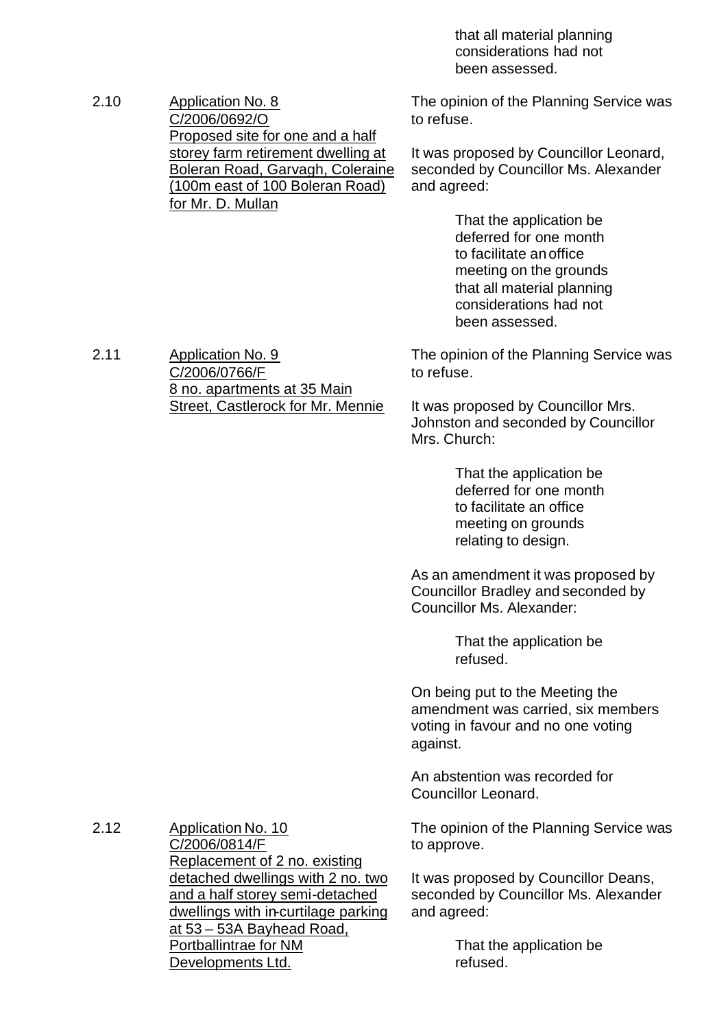that all material planning considerations had not been assessed.

2.10 Application No. 8
C/2006/0692/O
Proposed site for one and a half storey farm retirement dwelling at Boleran Road, Garvagh, Coleraine (100m east of 100 Boleran Road) for Mr. D. Mullan

The opinion of the Planning Service was to refuse.

It was proposed by Councillor Leonard, seconded by Councillor Ms. Alexander and agreed:

> That the application be deferred for one month to facilitate an office meeting on the grounds that all material planning considerations had not been assessed.

2.11 Application No. 9
C/2006/0766/F
8 no. apartments at 35 Main Street, Castlerock for Mr. Mennie

The opinion of the Planning Service was to refuse.

It was proposed by Councillor Mrs. Johnston and seconded by Councillor Mrs. Church:

> That the application be deferred for one month to facilitate an office meeting on grounds relating to design.

As an amendment it was proposed by Councillor Bradley and seconded by Councillor Ms. Alexander:

> That the application be refused.

On being put to the Meeting the amendment was carried, six members voting in favour and no one voting against.

An abstention was recorded for Councillor Leonard.

2.12 Application No. 10
C/2006/0814/F
Replacement of 2 no. existing detached dwellings with 2 no. two and a half storey semi-detached dwellings with in-curtilage parking at 53 – 53A Bayhead Road, Portballintrae for NM Developments Ltd.

The opinion of the Planning Service was to approve.

It was proposed by Councillor Deans, seconded by Councillor Ms. Alexander and agreed:

> That the application be refused.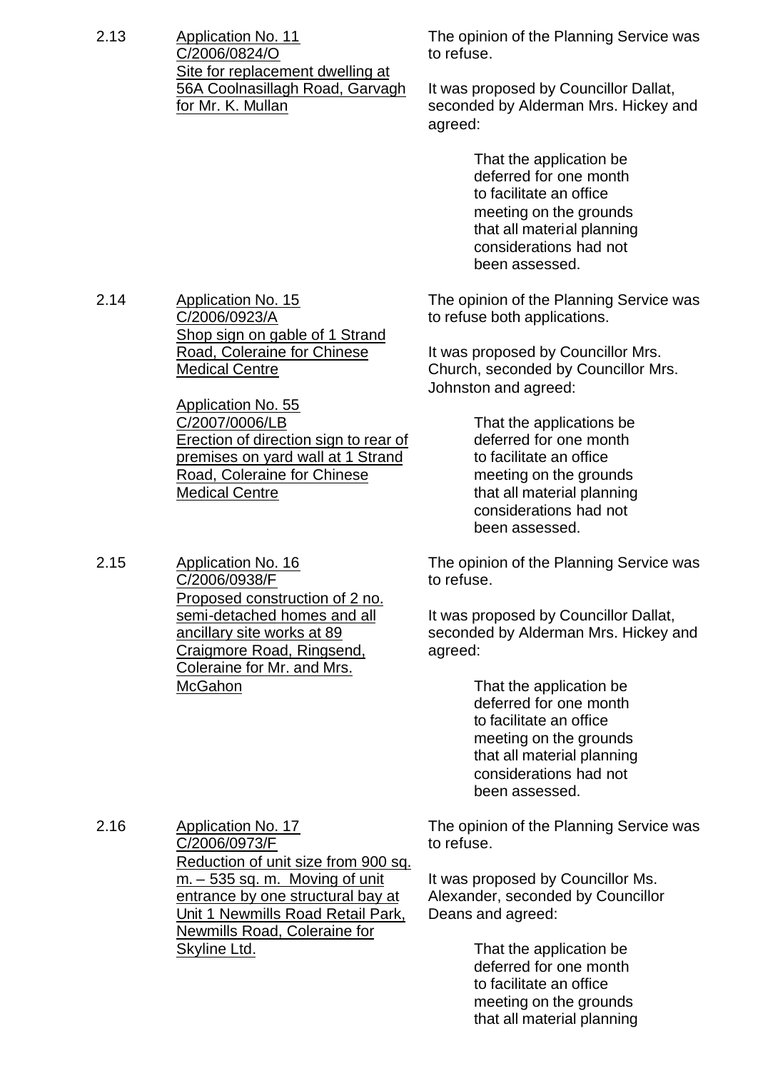2.13 <u>Application No. 11</u>
<u>C/2006/0824/O</u>
<u>Site for replacement dwelling at 56A Coolnasillagh Road, Garvagh for Mr. K. Mullan</u>

The opinion of the Planning Service was to refuse.

It was proposed by Councillor Dallat, seconded by Alderman Mrs. Hickey and agreed:

> That the application be deferred for one month to facilitate an office meeting on the grounds that all material planning considerations had not been assessed.

2.14 <u>Application No. 15</u>
<u>C/2006/0923/A</u>
<u>Shop sign on gable of 1 Strand Road, Coleraine for Chinese Medical Centre</u>

<u>Application No. 55</u>
<u>C/2007/0006/LB</u>
<u>Erection of direction sign to rear of premises on yard wall at 1 Strand Road, Coleraine for Chinese Medical Centre</u>

The opinion of the Planning Service was to refuse both applications.

It was proposed by Councillor Mrs. Church, seconded by Councillor Mrs. Johnston and agreed:

> That the applications be deferred for one month to facilitate an office meeting on the grounds that all material planning considerations had not been assessed.

2.15 <u>Application No. 16</u>
<u>C/2006/0938/F</u>
<u>Proposed construction of 2 no. semi-detached homes and all ancillary site works at 89 Craigmore Road, Ringsend, Coleraine for Mr. and Mrs. McGahon</u>

The opinion of the Planning Service was to refuse.

It was proposed by Councillor Dallat, seconded by Alderman Mrs. Hickey and agreed:

> That the application be deferred for one month to facilitate an office meeting on the grounds that all material planning considerations had not been assessed.

2.16 <u>Application No. 17</u>
<u>C/2006/0973/F</u>
<u>Reduction of unit size from 900 sq. m. – 535 sq. m. Moving of unit entrance by one structural bay at Unit 1 Newmills Road Retail Park, Newmills Road, Coleraine for Skyline Ltd.</u>

The opinion of the Planning Service was to refuse.

It was proposed by Councillor Ms. Alexander, seconded by Councillor Deans and agreed:

> That the application be deferred for one month to facilitate an office meeting on the grounds that all material planning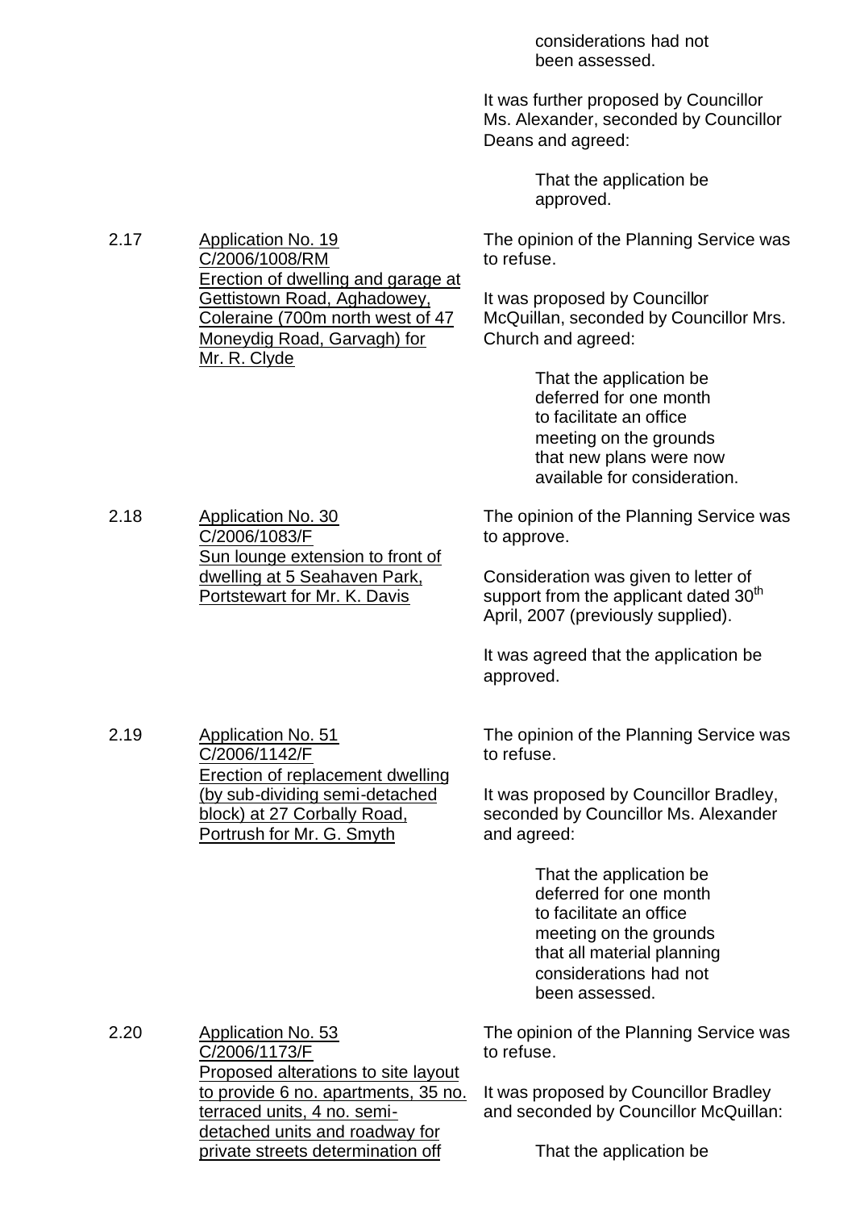considerations had not been assessed.

It was further proposed by Councillor Ms. Alexander, seconded by Councillor Deans and agreed:

> That the application be approved.

2.17 **Application No. 19**
C/2006/1008/RM
Erection of dwelling and garage at Gettistown Road, Aghadowey, Coleraine (700m north west of 47 Moneydig Road, Garvagh) for Mr. R. Clyde

The opinion of the Planning Service was to refuse.

It was proposed by Councillor McQuillan, seconded by Councillor Mrs. Church and agreed:

> That the application be deferred for one month to facilitate an office meeting on the grounds that new plans were now available for consideration.

2.18 **Application No. 30**
C/2006/1083/F
Sun lounge extension to front of dwelling at 5 Seahaven Park, Portstewart for Mr. K. Davis

The opinion of the Planning Service was to approve.

Consideration was given to letter of support from the applicant dated 30th April, 2007 (previously supplied).

It was agreed that the application be approved.

2.19 **Application No. 51**
C/2006/1142/F
Erection of replacement dwelling (by sub-dividing semi-detached block) at 27 Corbally Road, Portrush for Mr. G. Smyth

The opinion of the Planning Service was to refuse.

It was proposed by Councillor Bradley, seconded by Councillor Ms. Alexander and agreed:

> That the application be deferred for one month to facilitate an office meeting on the grounds that all material planning considerations had not been assessed.

2.20 **Application No. 53**
C/2006/1173/F
Proposed alterations to site layout to provide 6 no. apartments, 35 no. terraced units, 4 no. semi-detached units and roadway for private streets determination off

The opinion of the Planning Service was to refuse.

It was proposed by Councillor Bradley and seconded by Councillor McQuillan:

> That the application be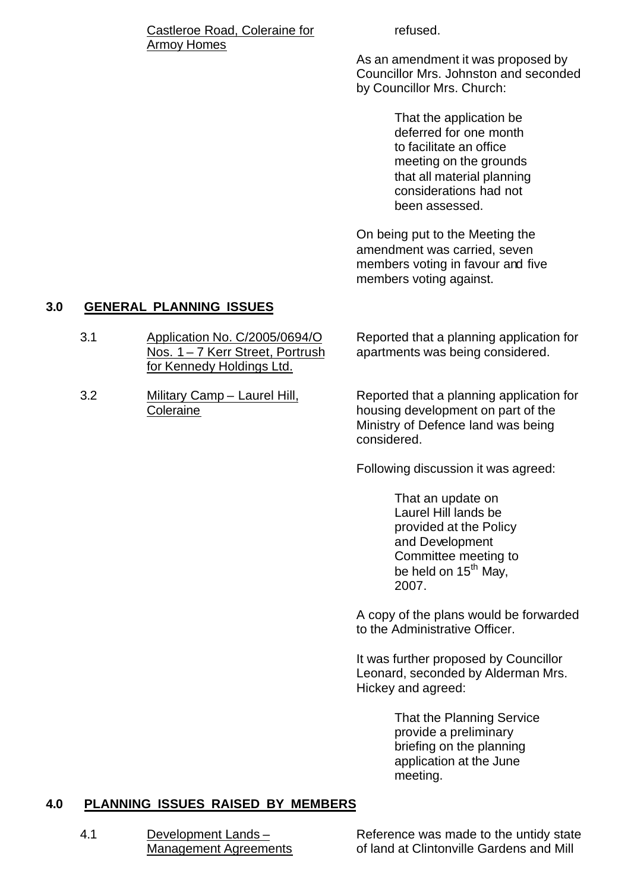Castleroe Road, Coleraine for Armoy Homes — refused.

As an amendment it was proposed by Councillor Mrs. Johnston and seconded by Councillor Mrs. Church:

> That the application be deferred for one month to facilitate an office meeting on the grounds that all material planning considerations had not been assessed.

On being put to the Meeting the amendment was carried, seven members voting in favour and five members voting against.

## 3.0 GENERAL PLANNING ISSUES

**3.1 Application No. C/2005/0694/O Nos. 1 – 7 Kerr Street, Portrush for Kennedy Holdings Ltd.**

Reported that a planning application for apartments was being considered.

**3.2 Military Camp – Laurel Hill, Coleraine**

Reported that a planning application for housing development on part of the Ministry of Defence land was being considered.

Following discussion it was agreed:

> That an update on Laurel Hill lands be provided at the Policy and Development Committee meeting to be held on 15th May, 2007.

A copy of the plans would be forwarded to the Administrative Officer.

It was further proposed by Councillor Leonard, seconded by Alderman Mrs. Hickey and agreed:

> That the Planning Service provide a preliminary briefing on the planning application at the June meeting.

## 4.0 PLANNING ISSUES RAISED BY MEMBERS

**4.1 Development Lands – Management Agreements**

Reference was made to the untidy state of land at Clintonville Gardens and Mill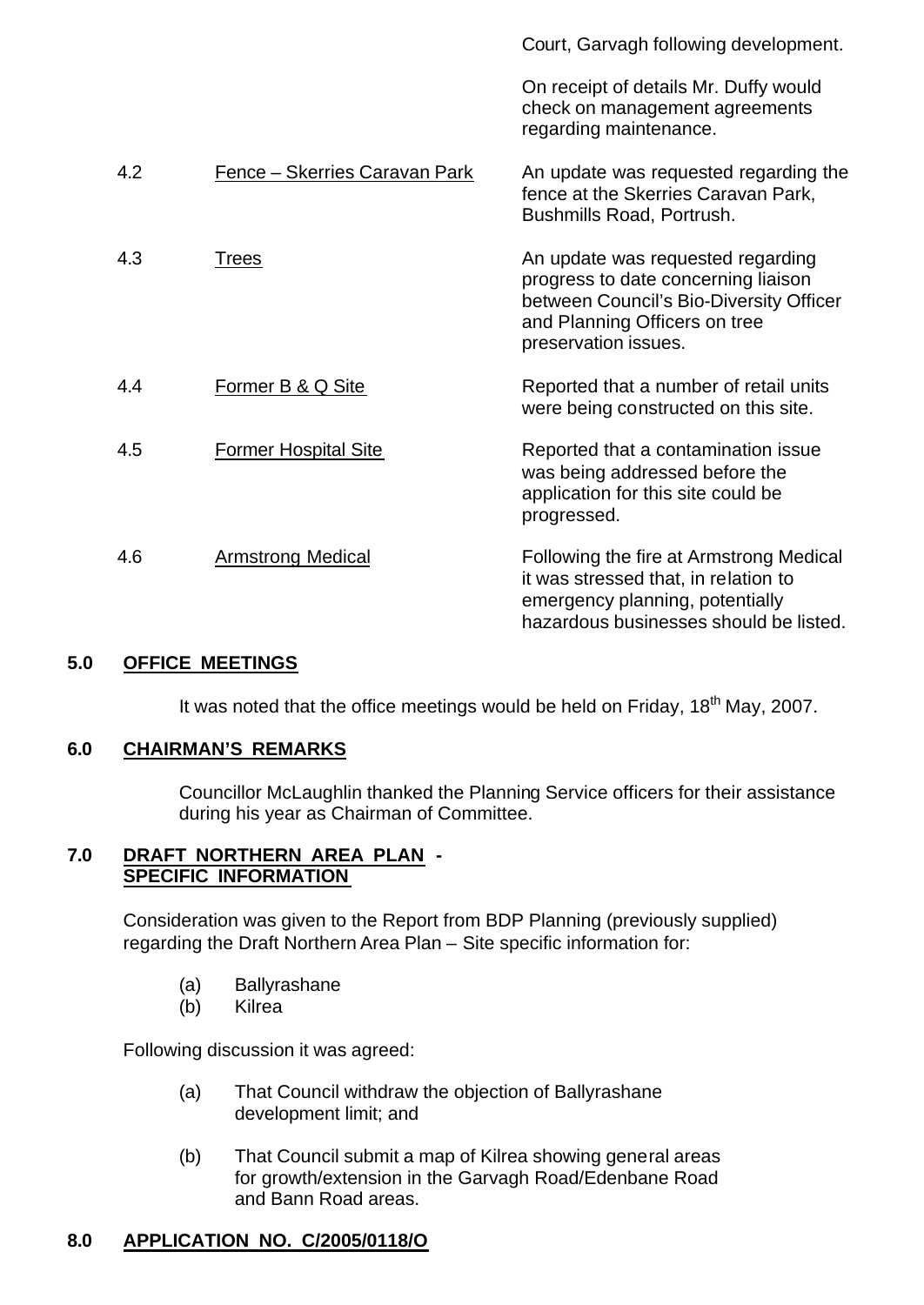|  |  | Court, Garvagh following development. |
|---|---|---|
|  |  | On receipt of details Mr. Duffy would check on management agreements regarding maintenance. |
| 4.2 | <u>Fence – Skerries Caravan Park</u> | An update was requested regarding the fence at the Skerries Caravan Park, Bushmills Road, Portrush. |
| 4.3 | <u>Trees</u> | An update was requested regarding progress to date concerning liaison between Council's Bio-Diversity Officer and Planning Officers on tree preservation issues. |
| 4.4 | <u>Former B & Q Site</u> | Reported that a number of retail units were being constructed on this site. |
| 4.5 | <u>Former Hospital Site</u> | Reported that a contamination issue was being addressed before the application for this site could be progressed. |
| 4.6 | <u>Armstrong Medical</u> | Following the fire at Armstrong Medical it was stressed that, in relation to emergency planning, potentially hazardous businesses should be listed. |

## 5.0 OFFICE MEETINGS

It was noted that the office meetings would be held on Friday, 18th May, 2007.

## 6.0 CHAIRMAN'S REMARKS

Councillor McLaughlin thanked the Planning Service officers for their assistance during his year as Chairman of Committee.

## 7.0 DRAFT NORTHERN AREA PLAN - SPECIFIC INFORMATION

Consideration was given to the Report from BDP Planning (previously supplied) regarding the Draft Northern Area Plan – Site specific information for:

(a) Ballyrashane
(b) Kilrea

Following discussion it was agreed:

(a) That Council withdraw the objection of Ballyrashane development limit; and

(b) That Council submit a map of Kilrea showing general areas for growth/extension in the Garvagh Road/Edenbane Road and Bann Road areas.

## 8.0 APPLICATION NO. C/2005/0118/O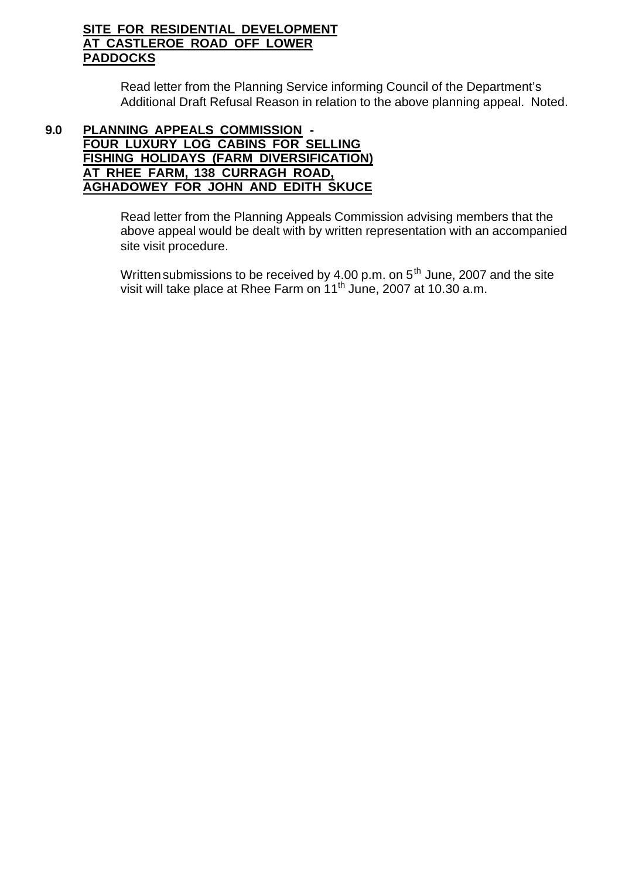**SITE FOR RESIDENTIAL DEVELOPMENT AT CASTLEROE ROAD OFF LOWER PADDOCKS**

Read letter from the Planning Service informing Council of the Department's Additional Draft Refusal Reason in relation to the above planning appeal. Noted.

**9.0 PLANNING APPEALS COMMISSION - FOUR LUXURY LOG CABINS FOR SELLING FISHING HOLIDAYS (FARM DIVERSIFICATION) AT RHEE FARM, 138 CURRAGH ROAD, AGHADOWEY FOR JOHN AND EDITH SKUCE**

Read letter from the Planning Appeals Commission advising members that the above appeal would be dealt with by written representation with an accompanied site visit procedure.

Written submissions to be received by 4.00 p.m. on 5th June, 2007 and the site visit will take place at Rhee Farm on 11th June, 2007 at 10.30 a.m.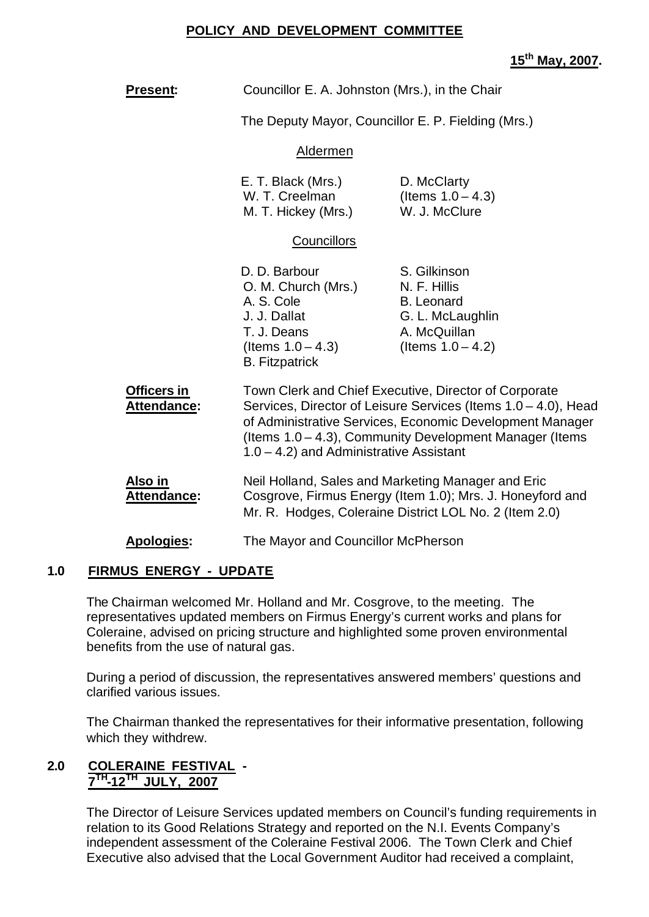# POLICY AND DEVELOPMENT COMMITTEE

**15th May, 2007.**

**Present:** Councillor E. A. Johnston (Mrs.), in the Chair

The Deputy Mayor, Councillor E. P. Fielding (Mrs.)

Aldermen

| | |
|---|---|
| E. T. Black (Mrs.) | D. McClarty |
| W. T. Creelman | (Items 1.0 – 4.3) |
| M. T. Hickey (Mrs.) | W. J. McClure |

Councillors

| | |
|---|---|
| D. D. Barbour | S. Gilkinson |
| O. M. Church (Mrs.) | N. F. Hillis |
| A. S. Cole | B. Leonard |
| J. J. Dallat | G. L. McLaughlin |
| T. J. Deans | A. McQuillan |
| (Items 1.0 – 4.3) | (Items 1.0 – 4.2) |
| B. Fitzpatrick | |

**Officers in Attendance:** Town Clerk and Chief Executive, Director of Corporate Services, Director of Leisure Services (Items 1.0 – 4.0), Head of Administrative Services, Economic Development Manager (Items 1.0 – 4.3), Community Development Manager (Items 1.0 – 4.2) and Administrative Assistant

**Also in Attendance:** Neil Holland, Sales and Marketing Manager and Eric Cosgrove, Firmus Energy (Item 1.0); Mrs. J. Honeyford and Mr. R. Hodges, Coleraine District LOL No. 2 (Item 2.0)

**Apologies:** The Mayor and Councillor McPherson

## 1.0 FIRMUS ENERGY - UPDATE

The Chairman welcomed Mr. Holland and Mr. Cosgrove, to the meeting. The representatives updated members on Firmus Energy's current works and plans for Coleraine, advised on pricing structure and highlighted some proven environmental benefits from the use of natural gas.

During a period of discussion, the representatives answered members' questions and clarified various issues.

The Chairman thanked the representatives for their informative presentation, following which they withdrew.

## 2.0 COLERAINE FESTIVAL - 7TH-12TH JULY, 2007

The Director of Leisure Services updated members on Council's funding requirements in relation to its Good Relations Strategy and reported on the N.I. Events Company's independent assessment of the Coleraine Festival 2006. The Town Clerk and Chief Executive also advised that the Local Government Auditor had received a complaint,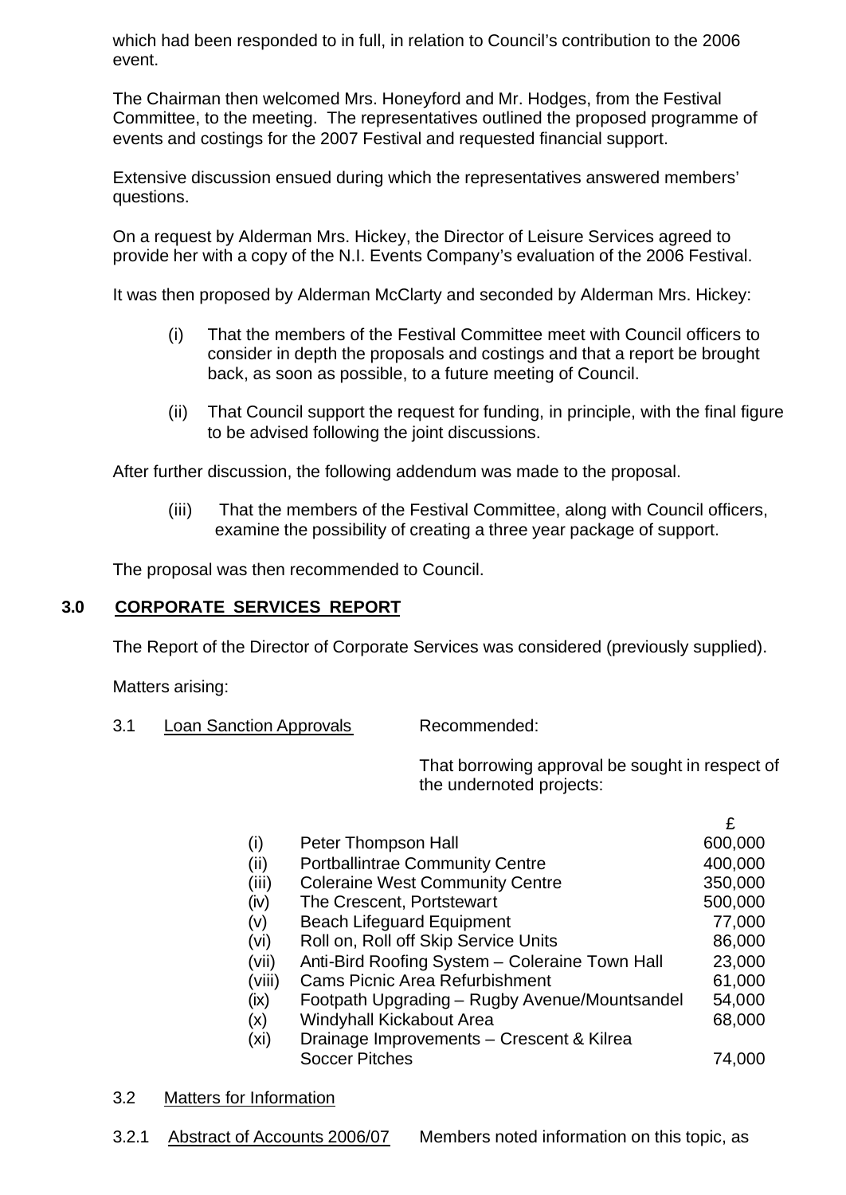which had been responded to in full, in relation to Council's contribution to the 2006 event.

The Chairman then welcomed Mrs. Honeyford and Mr. Hodges, from the Festival Committee, to the meeting. The representatives outlined the proposed programme of events and costings for the 2007 Festival and requested financial support.

Extensive discussion ensued during which the representatives answered members' questions.

On a request by Alderman Mrs. Hickey, the Director of Leisure Services agreed to provide her with a copy of the N.I. Events Company's evaluation of the 2006 Festival.

It was then proposed by Alderman McClarty and seconded by Alderman Mrs. Hickey:

(i) That the members of the Festival Committee meet with Council officers to consider in depth the proposals and costings and that a report be brought back, as soon as possible, to a future meeting of Council.

(ii) That Council support the request for funding, in principle, with the final figure to be advised following the joint discussions.

After further discussion, the following addendum was made to the proposal.

(iii) That the members of the Festival Committee, along with Council officers, examine the possibility of creating a three year package of support.

The proposal was then recommended to Council.

## 3.0 CORPORATE SERVICES REPORT

The Report of the Director of Corporate Services was considered (previously supplied).

Matters arising:

3.1 Loan Sanction Approvals — Recommended:

That borrowing approval be sought in respect of the undernoted projects:

| | | £ |
|---|---|---|
| (i) | Peter Thompson Hall | 600,000 |
| (ii) | Portballintrae Community Centre | 400,000 |
| (iii) | Coleraine West Community Centre | 350,000 |
| (iv) | The Crescent, Portstewart | 500,000 |
| (v) | Beach Lifeguard Equipment | 77,000 |
| (vi) | Roll on, Roll off Skip Service Units | 86,000 |
| (vii) | Anti-Bird Roofing System – Coleraine Town Hall | 23,000 |
| (viii) | Cams Picnic Area Refurbishment | 61,000 |
| (ix) | Footpath Upgrading – Rugby Avenue/Mountsandel | 54,000 |
| (x) | Windyhall Kickabout Area | 68,000 |
| (xi) | Drainage Improvements – Crescent & Kilrea Soccer Pitches | 74,000 |

3.2 Matters for Information

3.2.1 Abstract of Accounts 2006/07 — Members noted information on this topic, as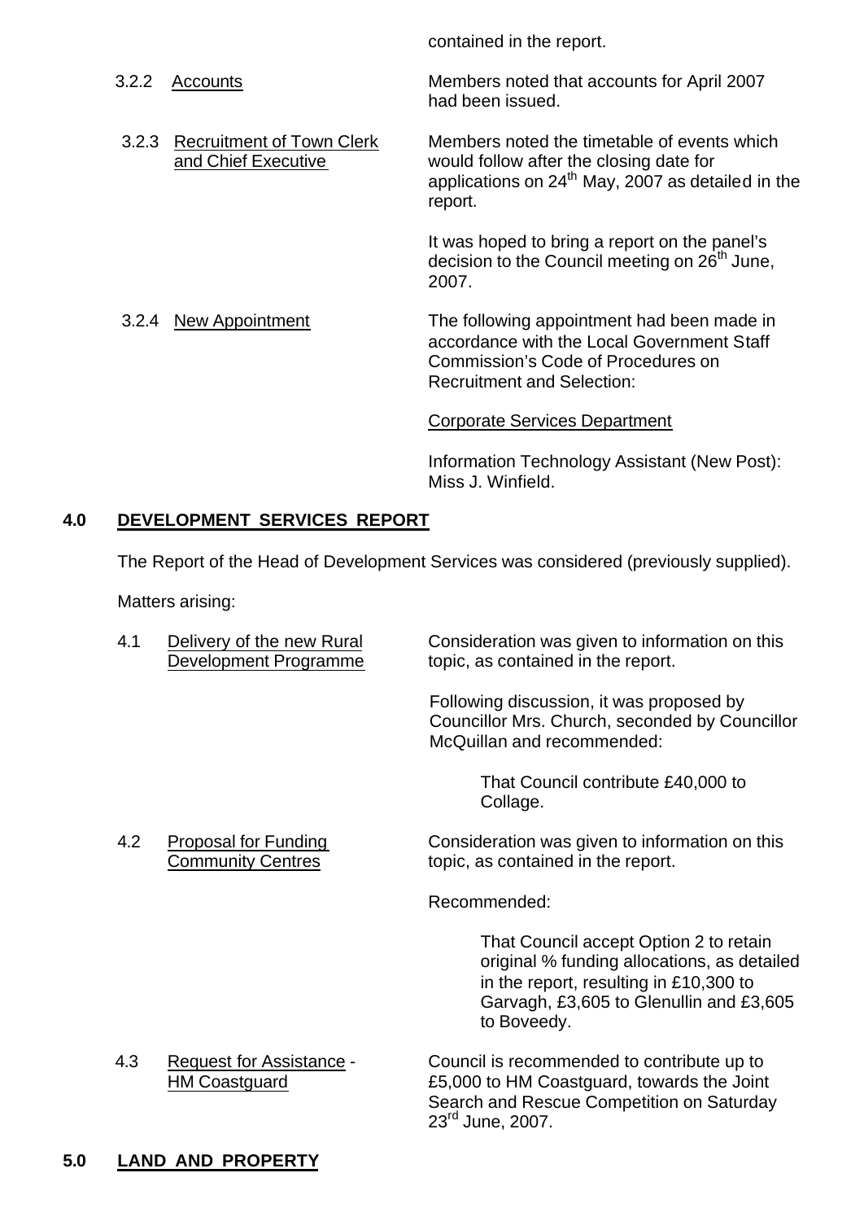contained in the report.

3.2.2 Accounts

Members noted that accounts for April 2007 had been issued.

3.2.3 Recruitment of Town Clerk and Chief Executive

Members noted the timetable of events which would follow after the closing date for applications on 24th May, 2007 as detailed in the report.

It was hoped to bring a report on the panel's decision to the Council meeting on 26th June, 2007.

3.2.4 New Appointment

The following appointment had been made in accordance with the Local Government Staff Commission's Code of Procedures on Recruitment and Selection:

Corporate Services Department

Information Technology Assistant (New Post): Miss J. Winfield.

## 4.0 DEVELOPMENT SERVICES REPORT

The Report of the Head of Development Services was considered (previously supplied).

Matters arising:

4.1 Delivery of the new Rural Development Programme

Consideration was given to information on this topic, as contained in the report.

Following discussion, it was proposed by Councillor Mrs. Church, seconded by Councillor McQuillan and recommended:

> That Council contribute £40,000 to Collage.

4.2 Proposal for Funding Community Centres

Consideration was given to information on this topic, as contained in the report.

Recommended:

> That Council accept Option 2 to retain original % funding allocations, as detailed in the report, resulting in £10,300 to Garvagh, £3,605 to Glenullin and £3,605 to Boveedy.

4.3 Request for Assistance - HM Coastguard

Council is recommended to contribute up to £5,000 to HM Coastguard, towards the Joint Search and Rescue Competition on Saturday 23rd June, 2007.

## 5.0 LAND AND PROPERTY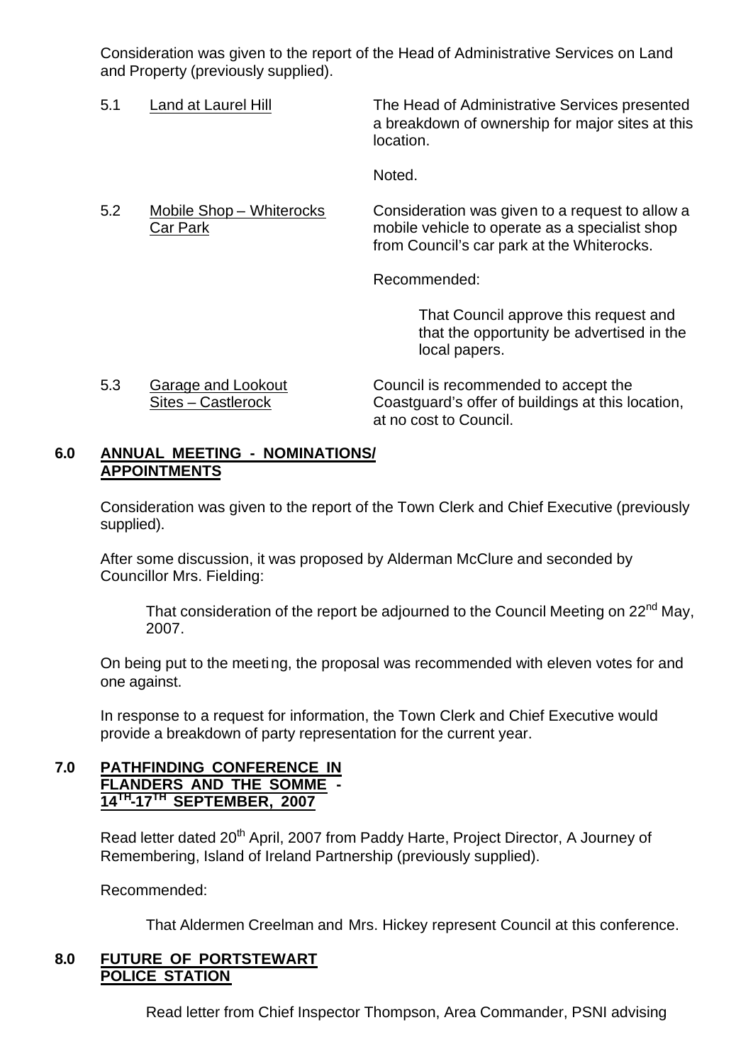Consideration was given to the report of the Head of Administrative Services on Land and Property (previously supplied).

5.1 Land at Laurel Hill

The Head of Administrative Services presented a breakdown of ownership for major sites at this location.

Noted.

5.2 Mobile Shop – Whiterocks Car Park

Consideration was given to a request to allow a mobile vehicle to operate as a specialist shop from Council's car park at the Whiterocks.

Recommended:

> That Council approve this request and that the opportunity be advertised in the local papers.

5.3 Garage and Lookout Sites – Castlerock

Council is recommended to accept the Coastguard's offer of buildings at this location, at no cost to Council.

## 6.0 ANNUAL MEETING - NOMINATIONS/ APPOINTMENTS

Consideration was given to the report of the Town Clerk and Chief Executive (previously supplied).

After some discussion, it was proposed by Alderman McClure and seconded by Councillor Mrs. Fielding:

> That consideration of the report be adjourned to the Council Meeting on 22nd May, 2007.

On being put to the meeting, the proposal was recommended with eleven votes for and one against.

In response to a request for information, the Town Clerk and Chief Executive would provide a breakdown of party representation for the current year.

## 7.0 PATHFINDING CONFERENCE IN FLANDERS AND THE SOMME - 14TH-17TH SEPTEMBER, 2007

Read letter dated 20th April, 2007 from Paddy Harte, Project Director, A Journey of Remembering, Island of Ireland Partnership (previously supplied).

Recommended:

> That Aldermen Creelman and Mrs. Hickey represent Council at this conference.

## 8.0 FUTURE OF PORTSTEWART POLICE STATION

Read letter from Chief Inspector Thompson, Area Commander, PSNI advising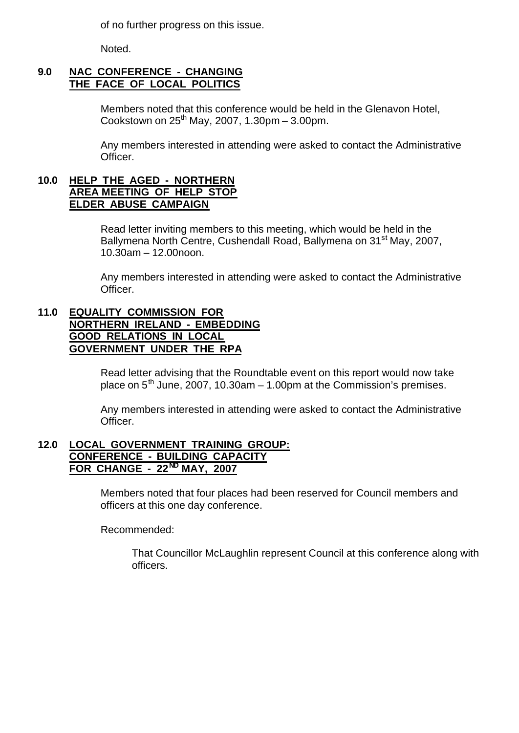of no further progress on this issue.

Noted.

## 9.0 NAC CONFERENCE - CHANGING THE FACE OF LOCAL POLITICS

Members noted that this conference would be held in the Glenavon Hotel, Cookstown on 25th May, 2007, 1.30pm – 3.00pm.

Any members interested in attending were asked to contact the Administrative Officer.

## 10.0 HELP THE AGED - NORTHERN AREA MEETING OF HELP STOP ELDER ABUSE CAMPAIGN

Read letter inviting members to this meeting, which would be held in the Ballymena North Centre, Cushendall Road, Ballymena on 31st May, 2007, 10.30am – 12.00noon.

Any members interested in attending were asked to contact the Administrative Officer.

## 11.0 EQUALITY COMMISSION FOR NORTHERN IRELAND - EMBEDDING GOOD RELATIONS IN LOCAL GOVERNMENT UNDER THE RPA

Read letter advising that the Roundtable event on this report would now take place on 5th June, 2007, 10.30am – 1.00pm at the Commission's premises.

Any members interested in attending were asked to contact the Administrative Officer.

## 12.0 LOCAL GOVERNMENT TRAINING GROUP: CONFERENCE - BUILDING CAPACITY FOR CHANGE - 22ND MAY, 2007

Members noted that four places had been reserved for Council members and officers at this one day conference.

Recommended:

> That Councillor McLaughlin represent Council at this conference along with officers.